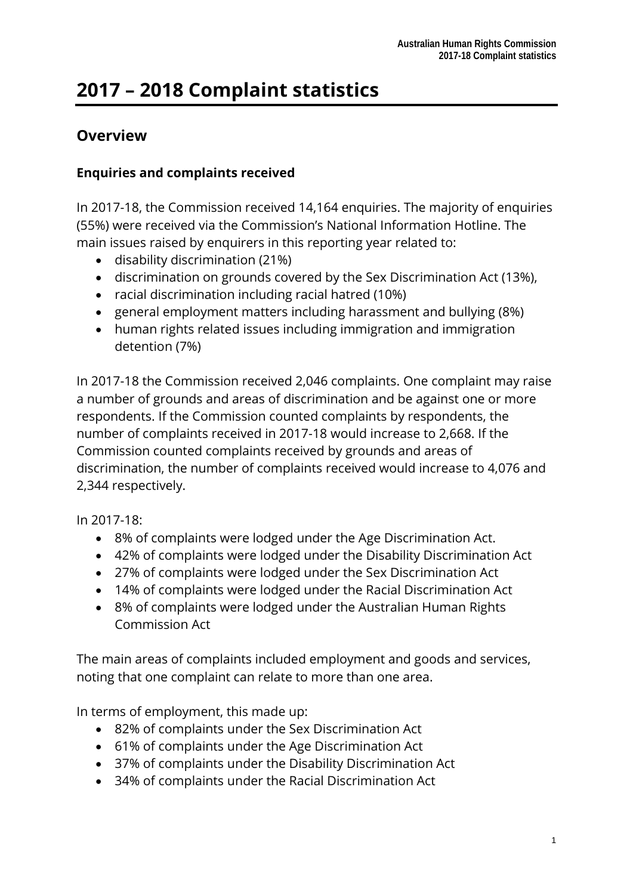# 2017 – 2018 Complaint statistics

## Overview

### Enquiries and complaints received

In 2017-18, the Commission received 14,164 enquiries. The majority of enquiries (55%) were received via the Commission's National Information Hotline. The main issues raised by enquirers in this reporting year related to:

- disability discrimination (21%)
- discrimination on grounds covered by the Sex Discrimination Act (13%),
- racial discrimination including racial hatred (10%)
- general employment matters including harassment and bullying (8%)
- human rights related issues including immigration and immigration detention (7%)

In 2017-18 the Commission received 2,046 complaints. One complaint may raise a number of grounds and areas of discrimination and be against one or more respondents. If the Commission counted complaints by respondents, the number of complaints received in 2017-18 would increase to 2,668. If the Commission counted complaints received by grounds and areas of discrimination, the number of complaints received would increase to 4,076 and 2,344 respectively.

In 2017-18:

- 8% of complaints were lodged under the Age Discrimination Act.
- 42% of complaints were lodged under the Disability Discrimination Act
- 27% of complaints were lodged under the Sex Discrimination Act
- 14% of complaints were lodged under the Racial Discrimination Act
- 8% of complaints were lodged under the Australian Human Rights Commission Act

The main areas of complaints included employment and goods and services, noting that one complaint can relate to more than one area.

In terms of employment, this made up:

- 82% of complaints under the Sex Discrimination Act
- 61% of complaints under the Age Discrimination Act
- 37% of complaints under the Disability Discrimination Act
- 34% of complaints under the Racial Discrimination Act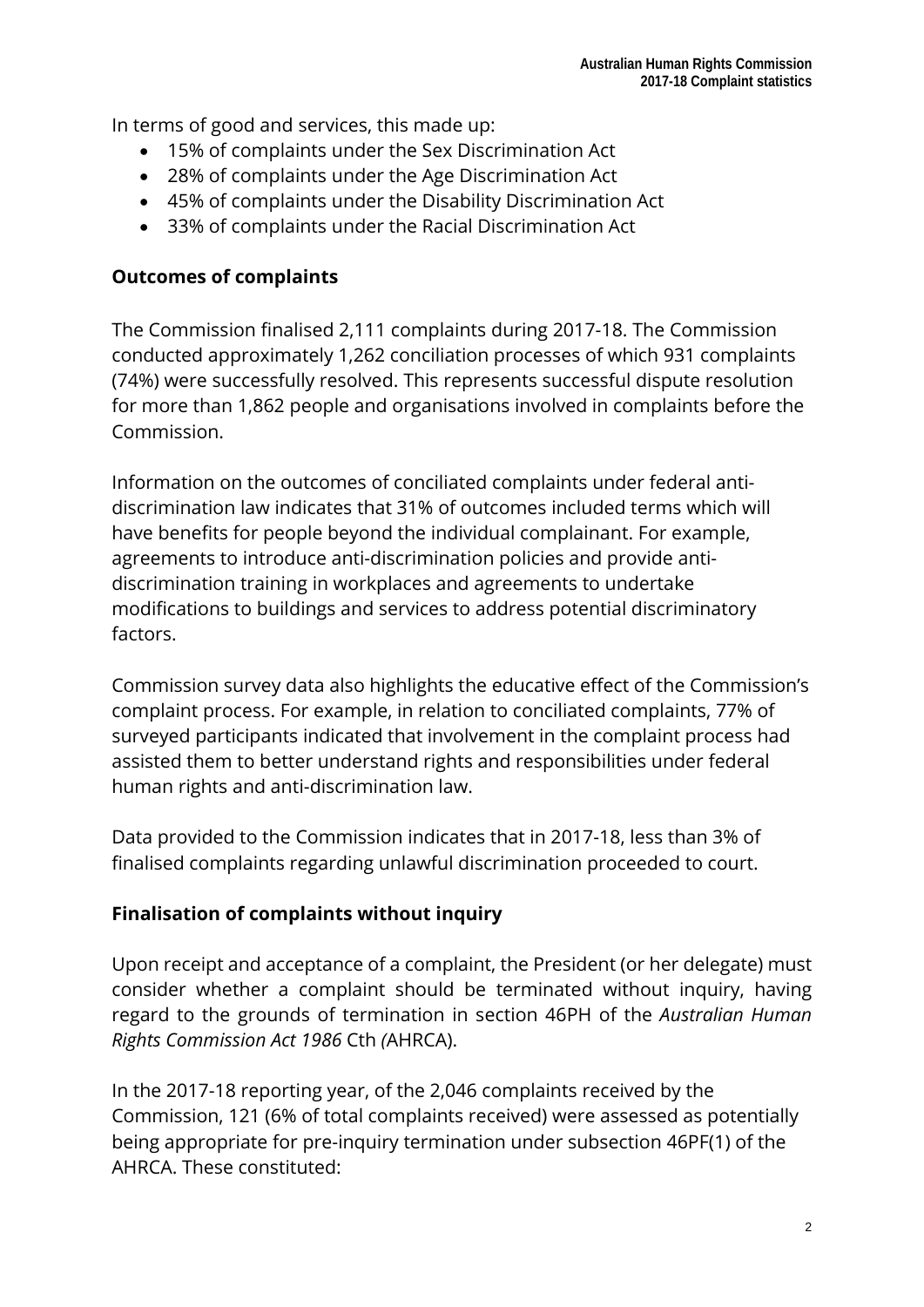In terms of good and services, this made up:

- 15% of complaints under the Sex Discrimination Act
- 28% of complaints under the Age Discrimination Act
- 45% of complaints under the Disability Discrimination Act
- 33% of complaints under the Racial Discrimination Act

## Outcomes of complaints

The Commission finalised 2,111 complaints during 2017-18. The Commission conducted approximately 1,262 conciliation processes of which 931 complaints (74%) were successfully resolved. This represents successful dispute resolution for more than 1,862 people and organisations involved in complaints before the Commission.

Information on the outcomes of conciliated complaints under federal anti-discrimination law indicates that 31% of outcomes included terms which will have benefits for people beyond the individual complainant. For example, agreements to introduce anti-discrimination policies and provide anti-discrimination training in workplaces and agreements to undertake modifications to buildings and services to address potential discriminatory factors.

Commission survey data also highlights the educative effect of the Commission's complaint process. For example, in relation to conciliated complaints, 77% of surveyed participants indicated that involvement in the complaint process had assisted them to better understand rights and responsibilities under federal human rights and anti-discrimination law.

Data provided to the Commission indicates that in 2017-18, less than 3% of finalised complaints regarding unlawful discrimination proceeded to court.

## Finalisation of complaints without inquiry

Upon receipt and acceptance of a complaint, the President (or her delegate) must consider whether a complaint should be terminated without inquiry, having regard to the grounds of termination in section 46PH of the *Australian Human Rights Commission Act 1986* Cth *(*AHRCA).

In the 2017-18 reporting year, of the 2,046 complaints received by the Commission, 121 (6% of total complaints received) were assessed as potentially being appropriate for pre-inquiry termination under subsection 46PF(1) of the AHRCA. These constituted: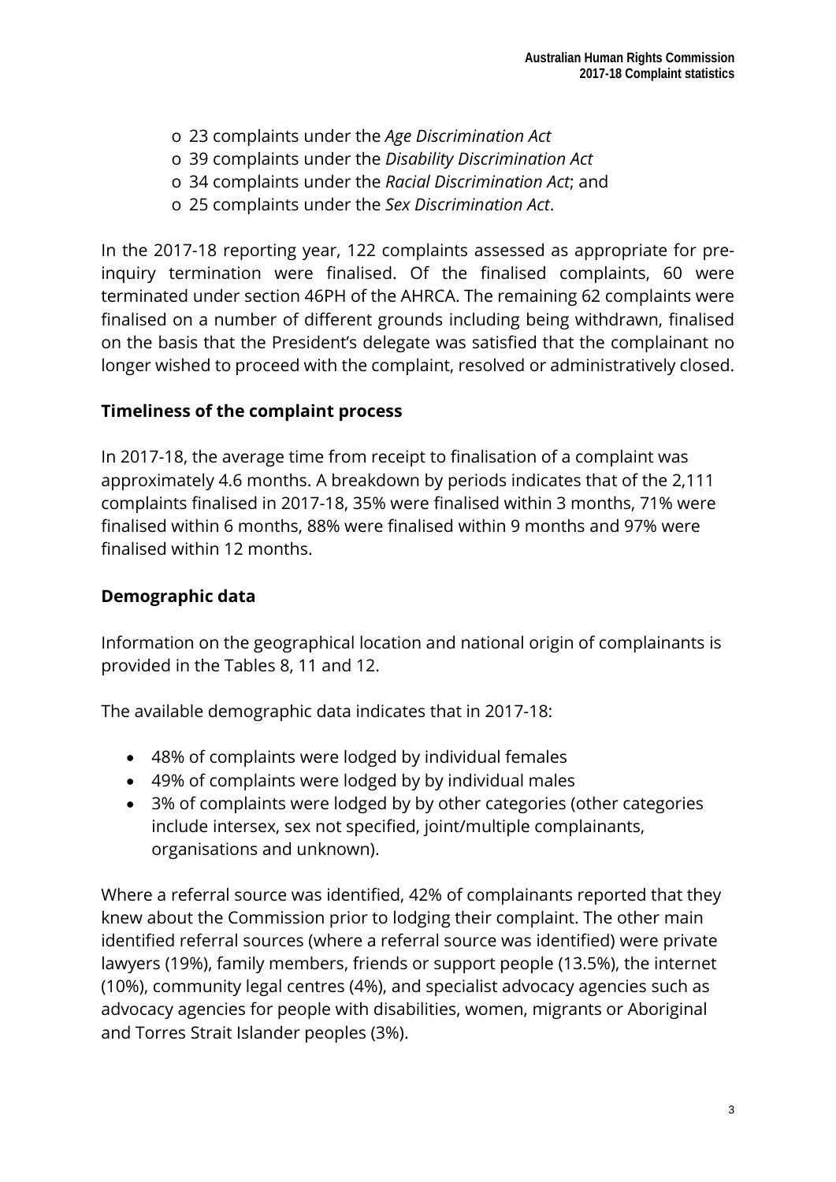- 23 complaints under the *Age Discrimination Act*
- 39 complaints under the *Disability Discrimination Act*
- 34 complaints under the *Racial Discrimination Act*; and
- 25 complaints under the *Sex Discrimination Act*.

In the 2017-18 reporting year, 122 complaints assessed as appropriate for pre-inquiry termination were finalised. Of the finalised complaints, 60 were terminated under section 46PH of the AHRCA. The remaining 62 complaints were finalised on a number of different grounds including being withdrawn, finalised on the basis that the President's delegate was satisfied that the complainant no longer wished to proceed with the complaint, resolved or administratively closed.

## Timeliness of the complaint process

In 2017-18, the average time from receipt to finalisation of a complaint was approximately 4.6 months. A breakdown by periods indicates that of the 2,111 complaints finalised in 2017-18, 35% were finalised within 3 months, 71% were finalised within 6 months, 88% were finalised within 9 months and 97% were finalised within 12 months.

## Demographic data

Information on the geographical location and national origin of complainants is provided in the Tables 8, 11 and 12.

The available demographic data indicates that in 2017-18:

- 48% of complaints were lodged by individual females
- 49% of complaints were lodged by by individual males
- 3% of complaints were lodged by by other categories (other categories include intersex, sex not specified, joint/multiple complainants, organisations and unknown).

Where a referral source was identified, 42% of complainants reported that they knew about the Commission prior to lodging their complaint. The other main identified referral sources (where a referral source was identified) were private lawyers (19%), family members, friends or support people (13.5%), the internet (10%), community legal centres (4%), and specialist advocacy agencies such as advocacy agencies for people with disabilities, women, migrants or Aboriginal and Torres Strait Islander peoples (3%).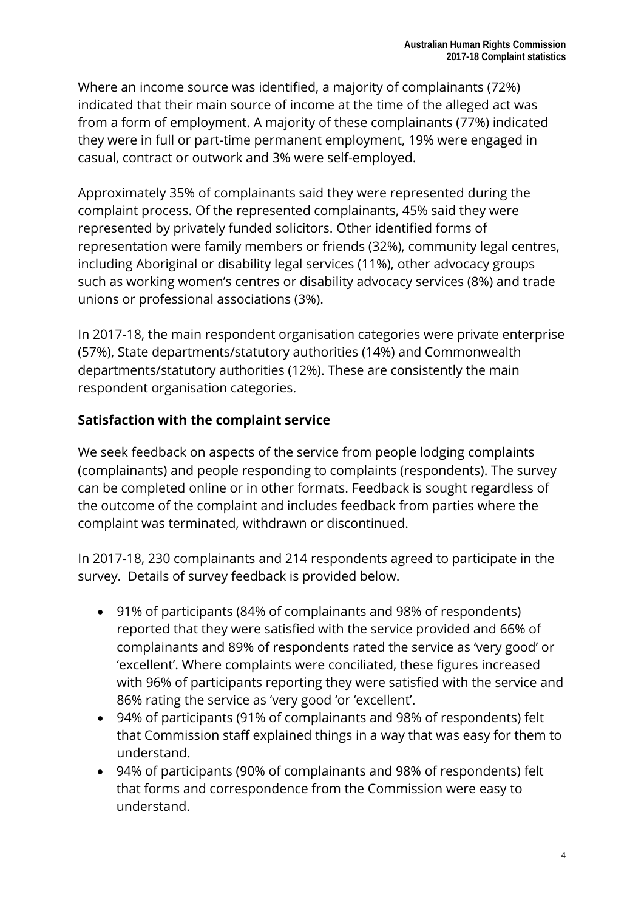Where an income source was identified, a majority of complainants (72%) indicated that their main source of income at the time of the alleged act was from a form of employment. A majority of these complainants (77%) indicated they were in full or part-time permanent employment, 19% were engaged in casual, contract or outwork and 3% were self-employed.

Approximately 35% of complainants said they were represented during the complaint process. Of the represented complainants, 45% said they were represented by privately funded solicitors. Other identified forms of representation were family members or friends (32%), community legal centres, including Aboriginal or disability legal services (11%), other advocacy groups such as working women's centres or disability advocacy services (8%) and trade unions or professional associations (3%).

In 2017-18, the main respondent organisation categories were private enterprise (57%), State departments/statutory authorities (14%) and Commonwealth departments/statutory authorities (12%). These are consistently the main respondent organisation categories.

### Satisfaction with the complaint service

We seek feedback on aspects of the service from people lodging complaints (complainants) and people responding to complaints (respondents). The survey can be completed online or in other formats. Feedback is sought regardless of the outcome of the complaint and includes feedback from parties where the complaint was terminated, withdrawn or discontinued.

In 2017-18, 230 complainants and 214 respondents agreed to participate in the survey. Details of survey feedback is provided below.

- 91% of participants (84% of complainants and 98% of respondents) reported that they were satisfied with the service provided and 66% of complainants and 89% of respondents rated the service as 'very good' or 'excellent'. Where complaints were conciliated, these figures increased with 96% of participants reporting they were satisfied with the service and 86% rating the service as 'very good 'or 'excellent'.
- 94% of participants (91% of complainants and 98% of respondents) felt that Commission staff explained things in a way that was easy for them to understand.
- 94% of participants (90% of complainants and 98% of respondents) felt that forms and correspondence from the Commission were easy to understand.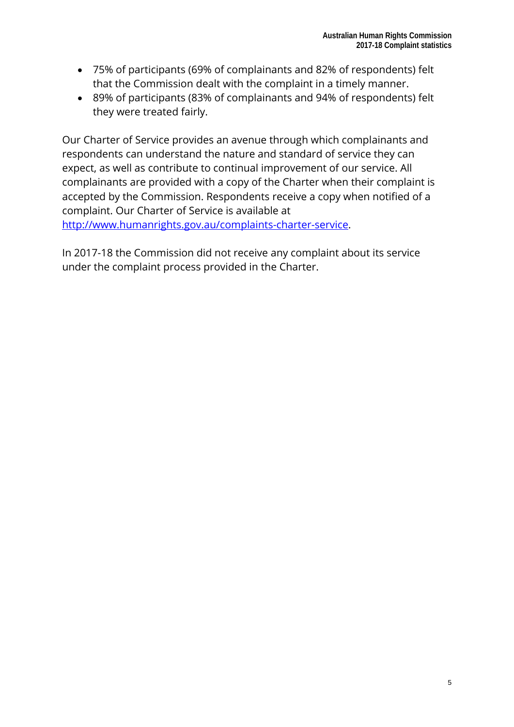- 75% of participants (69% of complainants and 82% of respondents) felt that the Commission dealt with the complaint in a timely manner.
- 89% of participants (83% of complainants and 94% of respondents) felt they were treated fairly.

Our Charter of Service provides an avenue through which complainants and respondents can understand the nature and standard of service they can expect, as well as contribute to continual improvement of our service. All complainants are provided with a copy of the Charter when their complaint is accepted by the Commission. Respondents receive a copy when notified of a complaint. Our Charter of Service is available at [http://www.humanrights.gov.au/complaints-charter-service](http://www.humanrights.gov.au/complaints-charter-service).

In 2017-18 the Commission did not receive any complaint about its service under the complaint process provided in the Charter.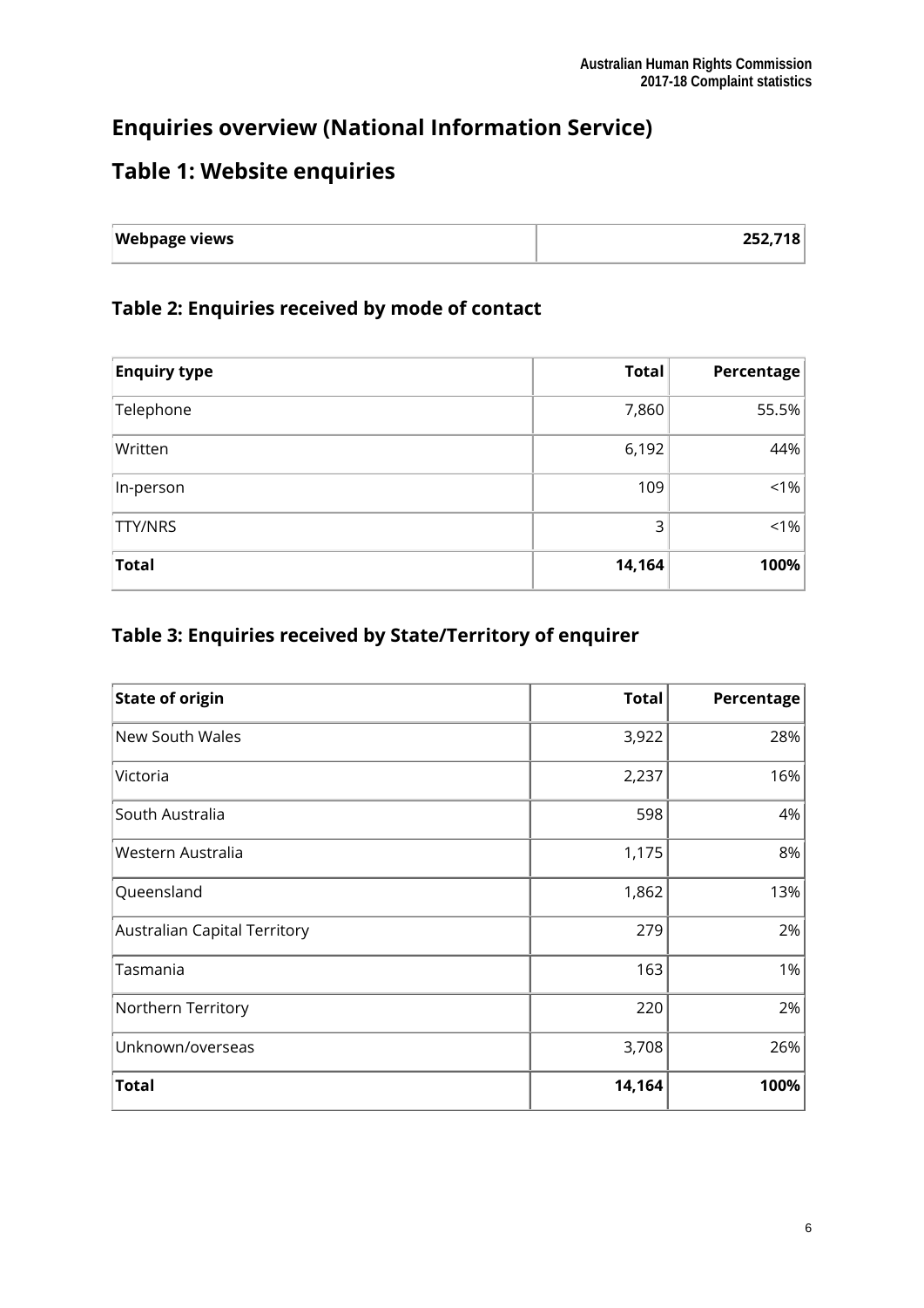## Enquiries overview (National Information Service)

## Table 1: Website enquiries

| Webpage views | 252,718 |
|---|---|

### Table 2: Enquiries received by mode of contact

| Enquiry type | Total | Percentage |
|---|---|---|
| Telephone | 7,860 | 55.5% |
| Written | 6,192 | 44% |
| In-person | 109 | <1% |
| TTY/NRS | 3 | <1% |
| **Total** | **14,164** | **100%** |

### Table 3: Enquiries received by State/Territory of enquirer

| State of origin | Total | Percentage |
|---|---|---|
| New South Wales | 3,922 | 28% |
| Victoria | 2,237 | 16% |
| South Australia | 598 | 4% |
| Western Australia | 1,175 | 8% |
| Queensland | 1,862 | 13% |
| Australian Capital Territory | 279 | 2% |
| Tasmania | 163 | 1% |
| Northern Territory | 220 | 2% |
| Unknown/overseas | 3,708 | 26% |
| **Total** | **14,164** | **100%** |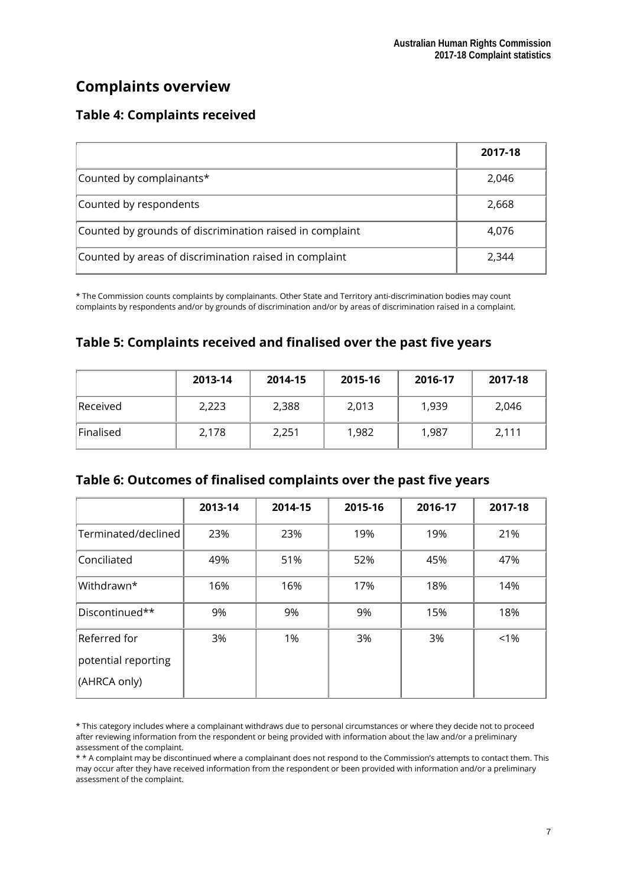## Complaints overview

### Table 4: Complaints received

| | 2017-18 |
|---|---|
| Counted by complainants* | 2,046 |
| Counted by respondents | 2,668 |
| Counted by grounds of discrimination raised in complaint | 4,076 |
| Counted by areas of discrimination raised in complaint | 2,344 |

* The Commission counts complaints by complainants. Other State and Territory anti-discrimination bodies may count complaints by respondents and/or by grounds of discrimination and/or by areas of discrimination raised in a complaint.

### Table 5: Complaints received and finalised over the past five years

| | 2013-14 | 2014-15 | 2015-16 | 2016-17 | 2017-18 |
|---|---|---|---|---|---|
| Received | 2,223 | 2,388 | 2,013 | 1,939 | 2,046 |
| Finalised | 2,178 | 2,251 | 1,982 | 1,987 | 2,111 |

### Table 6: Outcomes of finalised complaints over the past five years

| | 2013-14 | 2014-15 | 2015-16 | 2016-17 | 2017-18 |
|---|---|---|---|---|---|
| Terminated/declined | 23% | 23% | 19% | 19% | 21% |
| Conciliated | 49% | 51% | 52% | 45% | 47% |
| Withdrawn* | 16% | 16% | 17% | 18% | 14% |
| Discontinued** | 9% | 9% | 9% | 15% | 18% |
| Referred for potential reporting (AHRCA only) | 3% | 1% | 3% | 3% | <1% |

* This category includes where a complainant withdraws due to personal circumstances or where they decide not to proceed after reviewing information from the respondent or being provided with information about the law and/or a preliminary assessment of the complaint.

* * A complaint may be discontinued where a complainant does not respond to the Commission's attempts to contact them. This may occur after they have received information from the respondent or been provided with information and/or a preliminary assessment of the complaint.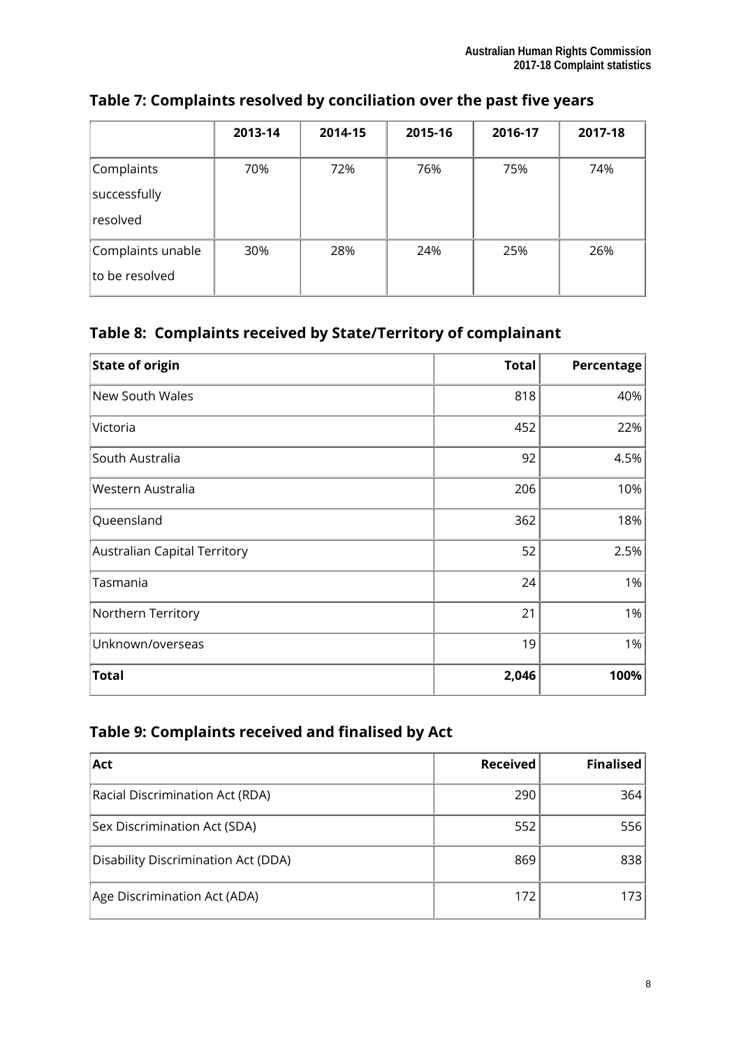## Table 7: Complaints resolved by conciliation over the past five years

| | 2013-14 | 2014-15 | 2015-16 | 2016-17 | 2017-18 |
|---|---|---|---|---|---|
| Complaints successfully resolved | 70% | 72% | 76% | 75% | 74% |
| Complaints unable to be resolved | 30% | 28% | 24% | 25% | 26% |

## Table 8: Complaints received by State/Territory of complainant

| State of origin | Total | Percentage |
|---|---|---|
| New South Wales | 818 | 40% |
| Victoria | 452 | 22% |
| South Australia | 92 | 4.5% |
| Western Australia | 206 | 10% |
| Queensland | 362 | 18% |
| Australian Capital Territory | 52 | 2.5% |
| Tasmania | 24 | 1% |
| Northern Territory | 21 | 1% |
| Unknown/overseas | 19 | 1% |
| **Total** | **2,046** | **100%** |

## Table 9: Complaints received and finalised by Act

| Act | Received | Finalised |
|---|---|---|
| Racial Discrimination Act (RDA) | 290 | 364 |
| Sex Discrimination Act (SDA) | 552 | 556 |
| Disability Discrimination Act (DDA) | 869 | 838 |
| Age Discrimination Act (ADA) | 172 | 173 |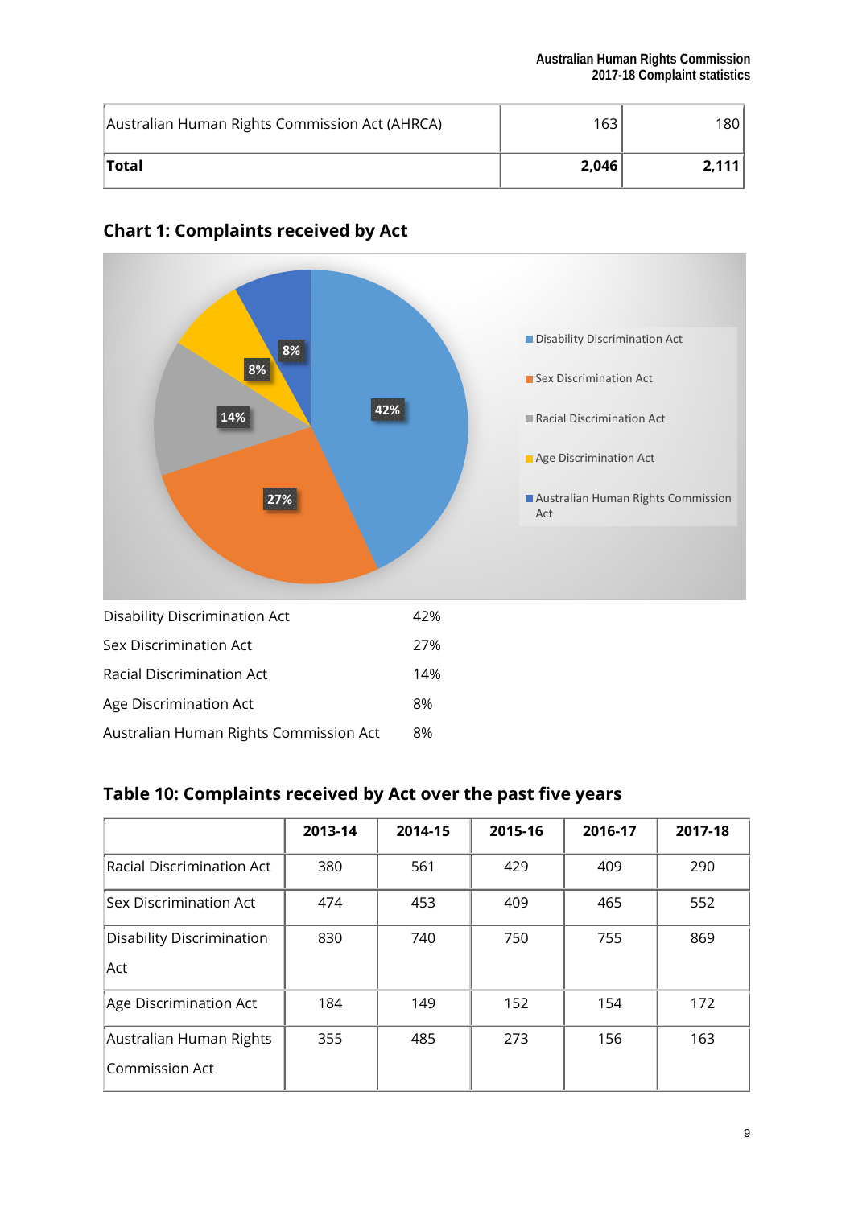| Australian Human Rights Commission Act (AHRCA) | 163 | 180 |
|---|---|---|
| **Total** | **2,046** | **2,111** |

## Chart 1: Complaints received by Act

| | |
|---|---|
| Disability Discrimination Act | 42% |
| Sex Discrimination Act | 27% |
| Racial Discrimination Act | 14% |
| Age Discrimination Act | 8% |
| Australian Human Rights Commission Act | 8% |

## Table 10: Complaints received by Act over the past five years

| | 2013-14 | 2014-15 | 2015-16 | 2016-17 | 2017-18 |
|---|---|---|---|---|---|
| Racial Discrimination Act | 380 | 561 | 429 | 409 | 290 |
| Sex Discrimination Act | 474 | 453 | 409 | 465 | 552 |
| Disability Discrimination Act | 830 | 740 | 750 | 755 | 869 |
| Age Discrimination Act | 184 | 149 | 152 | 154 | 172 |
| Australian Human Rights Commission Act | 355 | 485 | 273 | 156 | 163 |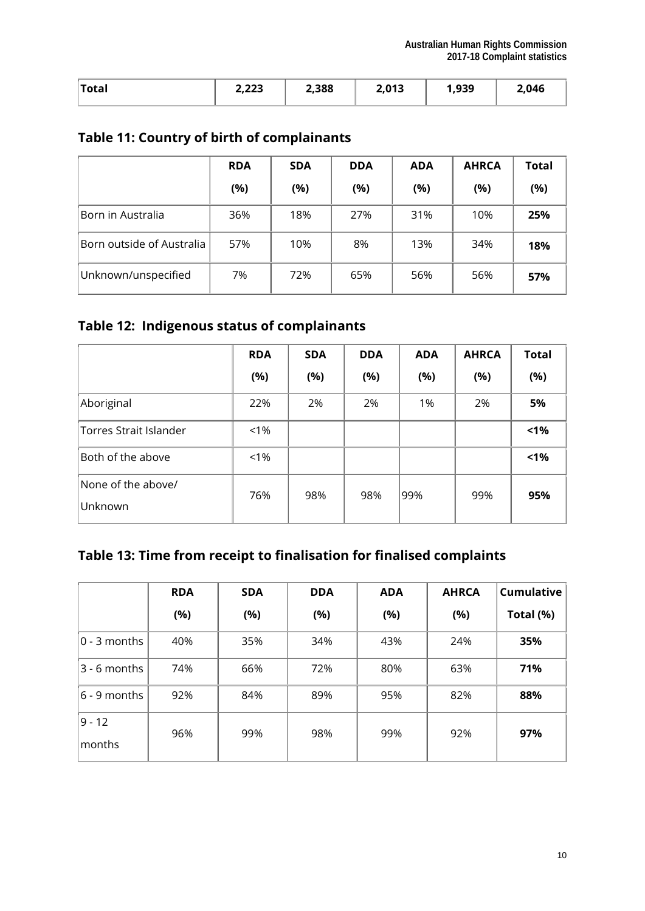| Total | 2,223 | 2,388 | 2,013 | 1,939 | 2,046 |
|---|---|---|---|---|---|

## Table 11: Country of birth of complainants

| | RDA (%) | SDA (%) | DDA (%) | ADA (%) | AHRCA (%) | Total (%) |
|---|---|---|---|---|---|---|
| Born in Australia | 36% | 18% | 27% | 31% | 10% | **25%** |
| Born outside of Australia | 57% | 10% | 8% | 13% | 34% | **18%** |
| Unknown/unspecified | 7% | 72% | 65% | 56% | 56% | **57%** |

## Table 12: Indigenous status of complainants

| | RDA (%) | SDA (%) | DDA (%) | ADA (%) | AHRCA (%) | Total (%) |
|---|---|---|---|---|---|---|
| Aboriginal | 22% | 2% | 2% | 1% | 2% | **5%** |
| Torres Strait Islander | <1% | | | | | **<1%** |
| Both of the above | <1% | | | | | **<1%** |
| None of the above/ Unknown | 76% | 98% | 98% | 99% | 99% | **95%** |

## Table 13: Time from receipt to finalisation for finalised complaints

| | RDA (%) | SDA (%) | DDA (%) | ADA (%) | AHRCA (%) | Cumulative Total (%) |
|---|---|---|---|---|---|---|
| 0 - 3 months | 40% | 35% | 34% | 43% | 24% | **35%** |
| 3 - 6 months | 74% | 66% | 72% | 80% | 63% | **71%** |
| 6 - 9 months | 92% | 84% | 89% | 95% | 82% | **88%** |
| 9 - 12 months | 96% | 99% | 98% | 99% | 92% | **97%** |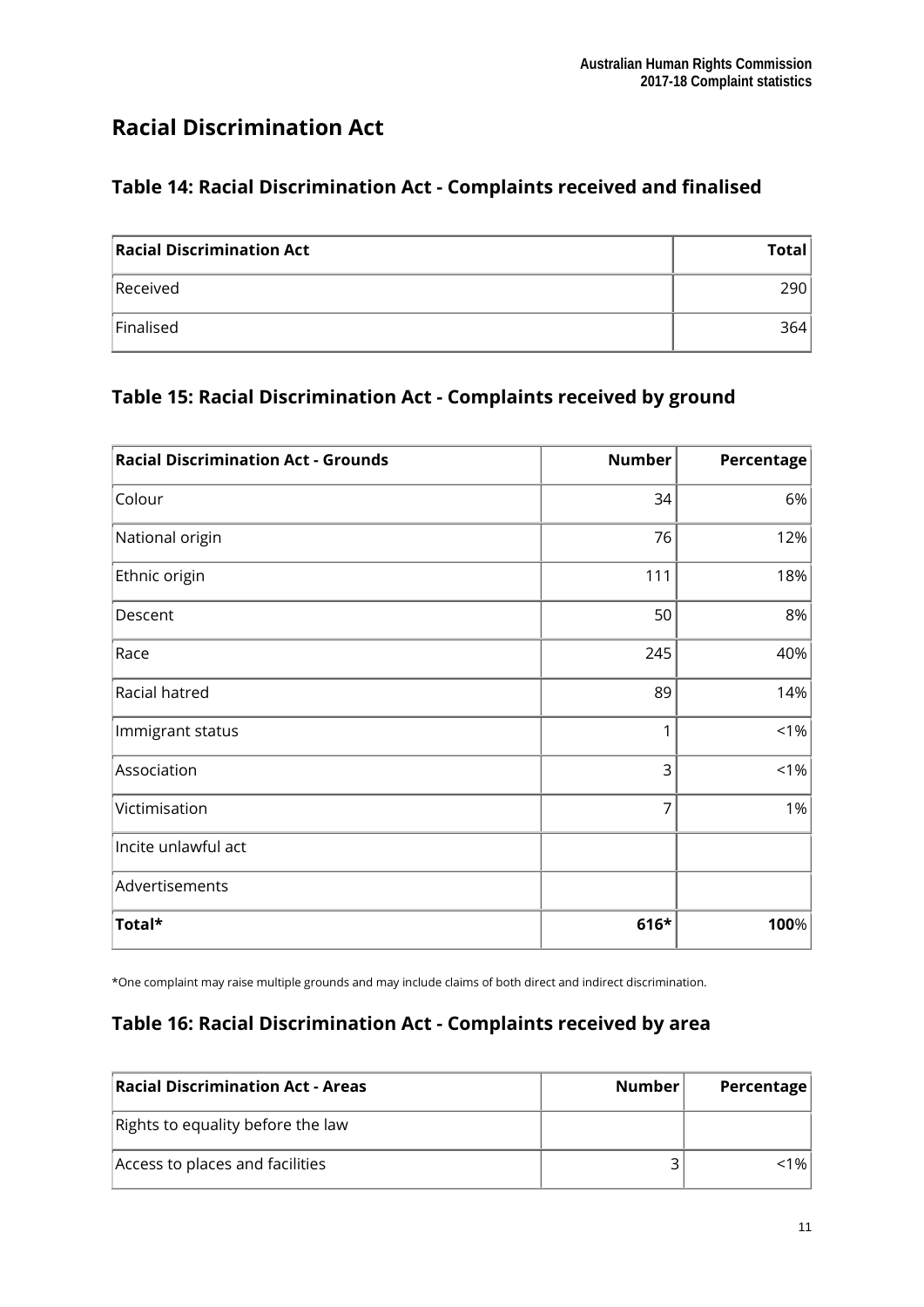## Racial Discrimination Act

### Table 14: Racial Discrimination Act - Complaints received and finalised

| Racial Discrimination Act | Total |
|---|---|
| Received | 290 |
| Finalised | 364 |

### Table 15: Racial Discrimination Act - Complaints received by ground

| Racial Discrimination Act - Grounds | Number | Percentage |
|---|---|---|
| Colour | 34 | 6% |
| National origin | 76 | 12% |
| Ethnic origin | 111 | 18% |
| Descent | 50 | 8% |
| Race | 245 | 40% |
| Racial hatred | 89 | 14% |
| Immigrant status | 1 | <1% |
| Association | 3 | <1% |
| Victimisation | 7 | 1% |
| Incite unlawful act | | |
| Advertisements | | |
| **Total*** | **616*** | **100**% |

*One complaint may raise multiple grounds and may include claims of both direct and indirect discrimination.

### Table 16: Racial Discrimination Act - Complaints received by area

| Racial Discrimination Act - Areas | Number | Percentage |
|---|---|---|
| Rights to equality before the law | | |
| Access to places and facilities | 3 | <1% |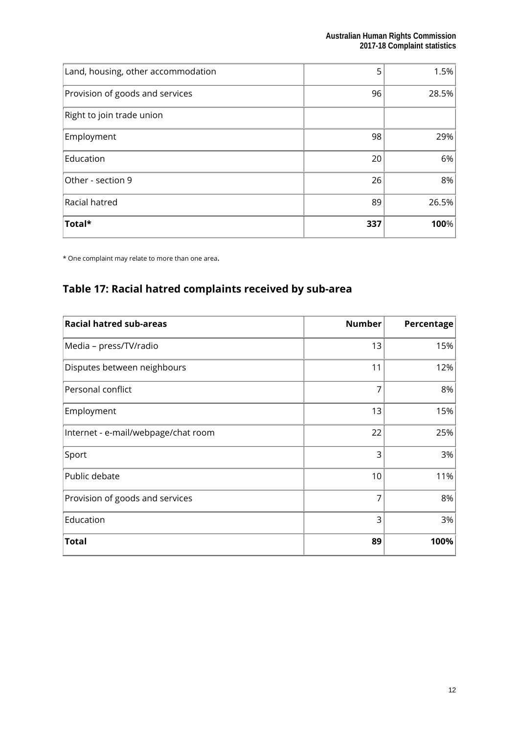| | | |
|---|---:|---:|
| Land, housing, other accommodation | 5 | 1.5% |
| Provision of goods and services | 96 | 28.5% |
| Right to join trade union | | |
| Employment | 98 | 29% |
| Education | 20 | 6% |
| Other - section 9 | 26 | 8% |
| Racial hatred | 89 | 26.5% |
| **Total*** | **337** | **100**% |

* One complaint may relate to more than one area.

## Table 17: Racial hatred complaints received by sub-area

| Racial hatred sub-areas | Number | Percentage |
|---|---:|---:|
| Media – press/TV/radio | 13 | 15% |
| Disputes between neighbours | 11 | 12% |
| Personal conflict | 7 | 8% |
| Employment | 13 | 15% |
| Internet - e-mail/webpage/chat room | 22 | 25% |
| Sport | 3 | 3% |
| Public debate | 10 | 11% |
| Provision of goods and services | 7 | 8% |
| Education | 3 | 3% |
| **Total** | **89** | **100%** |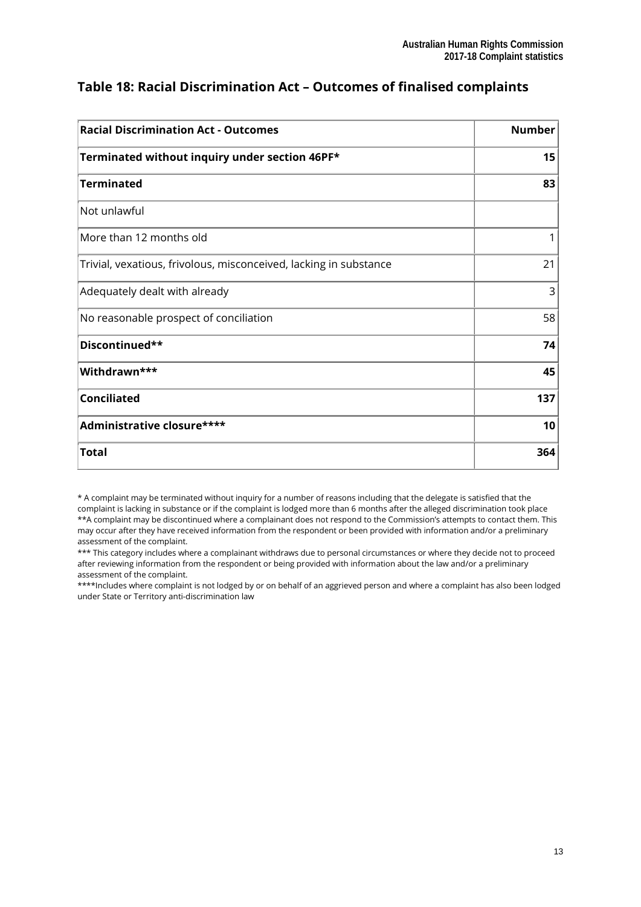## Table 18: Racial Discrimination Act – Outcomes of finalised complaints

| Racial Discrimination Act - Outcomes | Number |
|---|---|
| **Terminated without inquiry under section 46PF*** | **15** |
| **Terminated** | **83** |
| Not unlawful | |
| More than 12 months old | 1 |
| Trivial, vexatious, frivolous, misconceived, lacking in substance | 21 |
| Adequately dealt with already | 3 |
| No reasonable prospect of conciliation | 58 |
| **Discontinued**** | **74** |
| **Withdrawn***** | **45** |
| **Conciliated** | **137** |
| **Administrative closure****** | **10** |
| **Total** | **364** |

* A complaint may be terminated without inquiry for a number of reasons including that the delegate is satisfied that the complaint is lacking in substance or if the complaint is lodged more than 6 months after the alleged discrimination took place

**A complaint may be discontinued where a complainant does not respond to the Commission's attempts to contact them. This may occur after they have received information from the respondent or been provided with information and/or a preliminary assessment of the complaint.

*** This category includes where a complainant withdraws due to personal circumstances or where they decide not to proceed after reviewing information from the respondent or being provided with information about the law and/or a preliminary assessment of the complaint.

****Includes where complaint is not lodged by or on behalf of an aggrieved person and where a complaint has also been lodged under State or Territory anti-discrimination law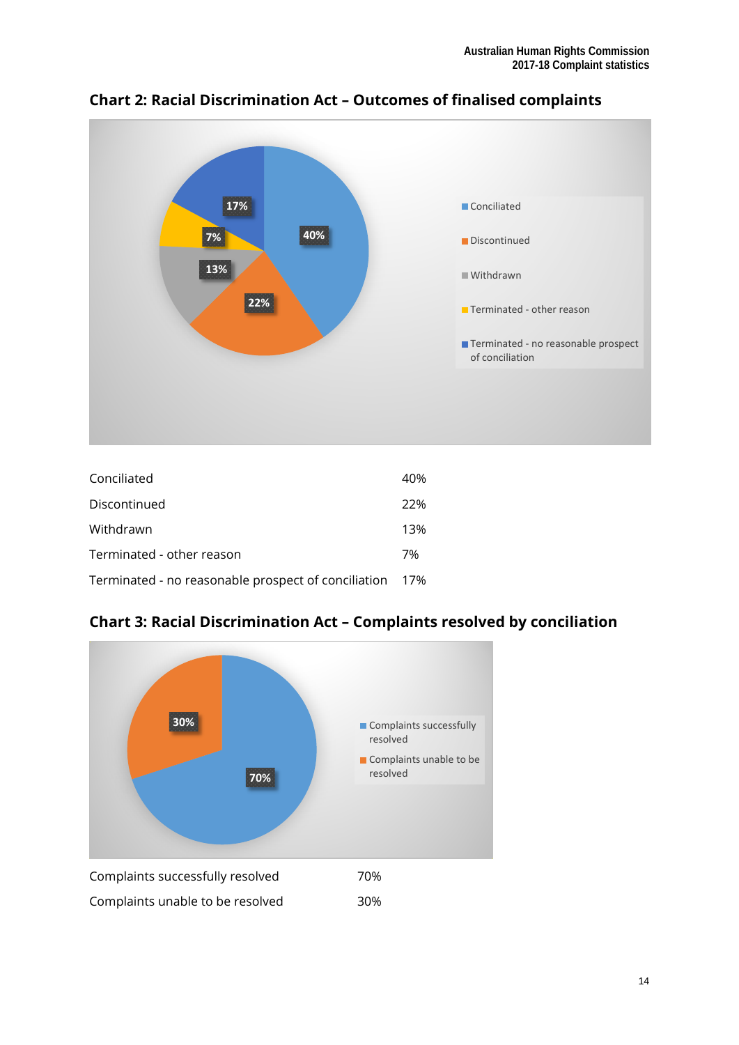## Chart 2: Racial Discrimination Act – Outcomes of finalised complaints

| | |
|---|---|
| Conciliated | 40% |
| Discontinued | 22% |
| Withdrawn | 13% |
| Terminated - other reason | 7% |
| Terminated - no reasonable prospect of conciliation | 17% |

## Chart 3: Racial Discrimination Act – Complaints resolved by conciliation

| | |
|---|---|
| Complaints successfully resolved | 70% |
| Complaints unable to be resolved | 30% |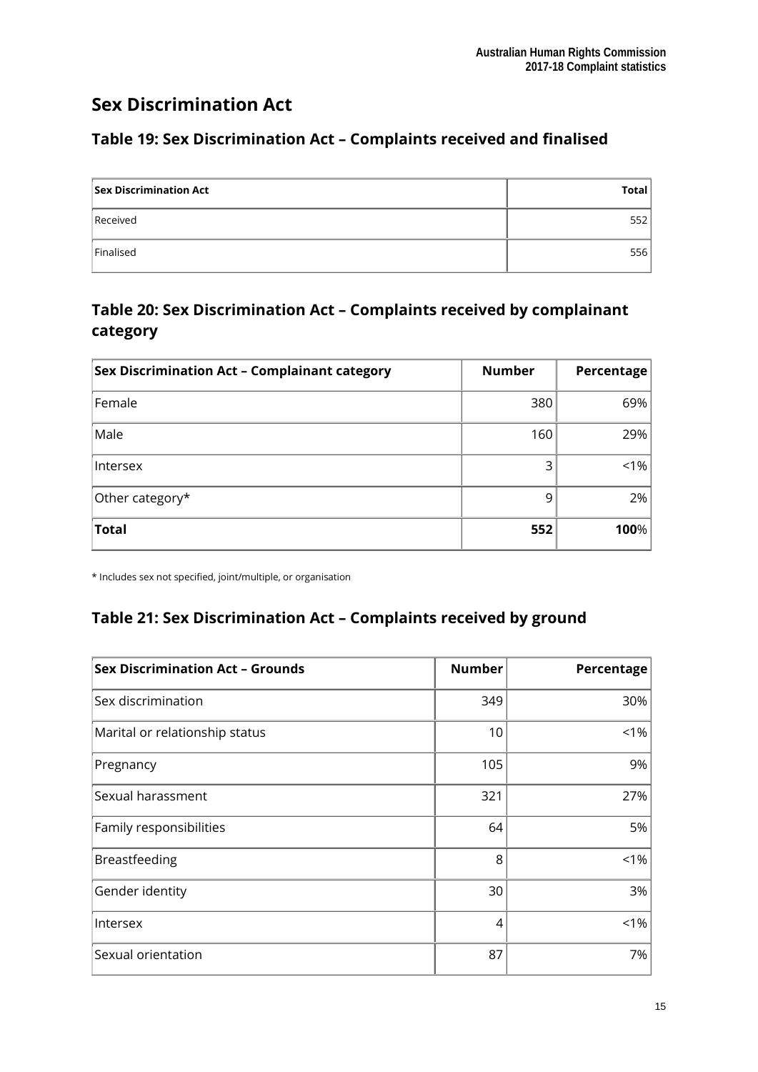# Sex Discrimination Act

## Table 19: Sex Discrimination Act – Complaints received and finalised

| Sex Discrimination Act | Total |
|---|---|
| Received | 552 |
| Finalised | 556 |

## Table 20: Sex Discrimination Act – Complaints received by complainant category

| Sex Discrimination Act – Complainant category | Number | Percentage |
|---|---|---|
| Female | 380 | 69% |
| Male | 160 | 29% |
| Intersex | 3 | <1% |
| Other category* | 9 | 2% |
| **Total** | **552** | **100**% |

\* Includes sex not specified, joint/multiple, or organisation

## Table 21: Sex Discrimination Act – Complaints received by ground

| Sex Discrimination Act – Grounds | Number | Percentage |
|---|---|---|
| Sex discrimination | 349 | 30% |
| Marital or relationship status | 10 | <1% |
| Pregnancy | 105 | 9% |
| Sexual harassment | 321 | 27% |
| Family responsibilities | 64 | 5% |
| Breastfeeding | 8 | <1% |
| Gender identity | 30 | 3% |
| Intersex | 4 | <1% |
| Sexual orientation | 87 | 7% |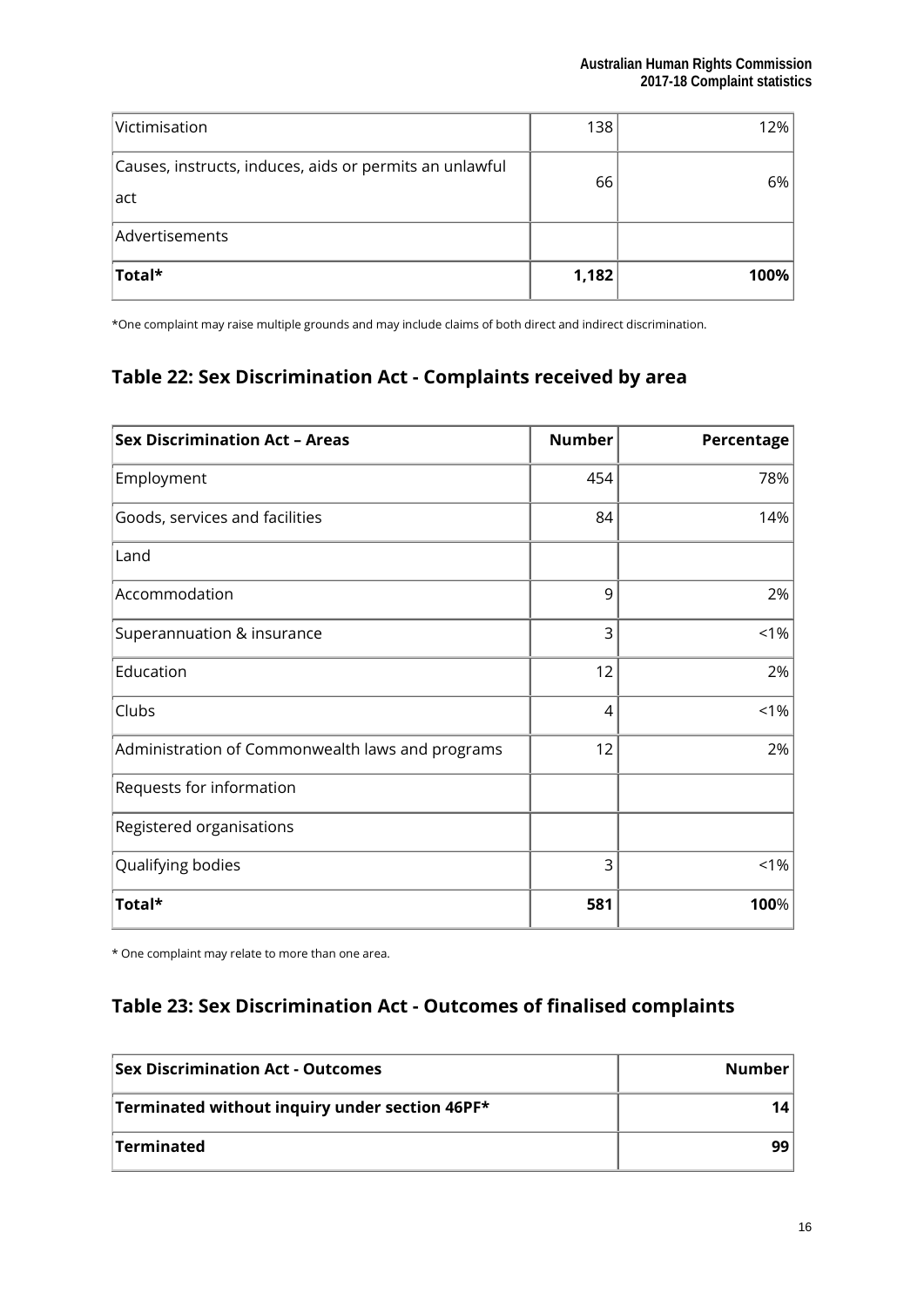| | | |
|---|---|---|
| Victimisation | 138 | 12% |
| Causes, instructs, induces, aids or permits an unlawful act | 66 | 6% |
| Advertisements | | |
| **Total*** | **1,182** | **100%** |

*One complaint may raise multiple grounds and may include claims of both direct and indirect discrimination.

## Table 22: Sex Discrimination Act - Complaints received by area

| Sex Discrimination Act – Areas | Number | Percentage |
|---|---|---|
| Employment | 454 | 78% |
| Goods, services and facilities | 84 | 14% |
| Land | | |
| Accommodation | 9 | 2% |
| Superannuation & insurance | 3 | <1% |
| Education | 12 | 2% |
| Clubs | 4 | <1% |
| Administration of Commonwealth laws and programs | 12 | 2% |
| Requests for information | | |
| Registered organisations | | |
| Qualifying bodies | 3 | <1% |
| **Total*** | **581** | **100**% |

* One complaint may relate to more than one area.

## Table 23: Sex Discrimination Act - Outcomes of finalised complaints

| Sex Discrimination Act - Outcomes | Number |
|---|---|
| **Terminated without inquiry under section 46PF*** | **14** |
| **Terminated** | **99** |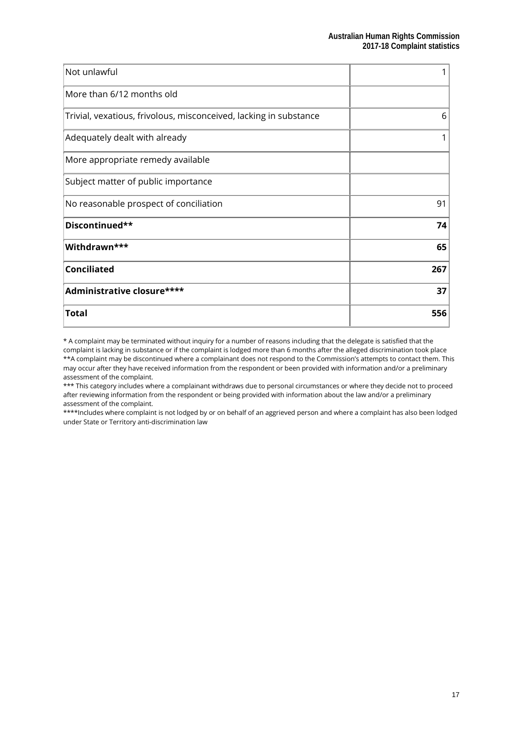| | |
|---|---|
| Not unlawful | 1 |
| More than 6/12 months old | |
| Trivial, vexatious, frivolous, misconceived, lacking in substance | 6 |
| Adequately dealt with already | 1 |
| More appropriate remedy available | |
| Subject matter of public importance | |
| No reasonable prospect of conciliation | 91 |
| **Discontinued**** | **74** |
| **Withdrawn***** | **65** |
| **Conciliated** | **267** |
| **Administrative closure****** | **37** |
| **Total** | **556** |

* A complaint may be terminated without inquiry for a number of reasons including that the delegate is satisfied that the complaint is lacking in substance or if the complaint is lodged more than 6 months after the alleged discrimination took place

**A complaint may be discontinued where a complainant does not respond to the Commission's attempts to contact them. This may occur after they have received information from the respondent or been provided with information and/or a preliminary assessment of the complaint.

*** This category includes where a complainant withdraws due to personal circumstances or where they decide not to proceed after reviewing information from the respondent or being provided with information about the law and/or a preliminary assessment of the complaint.

****Includes where complaint is not lodged by or on behalf of an aggrieved person and where a complaint has also been lodged under State or Territory anti-discrimination law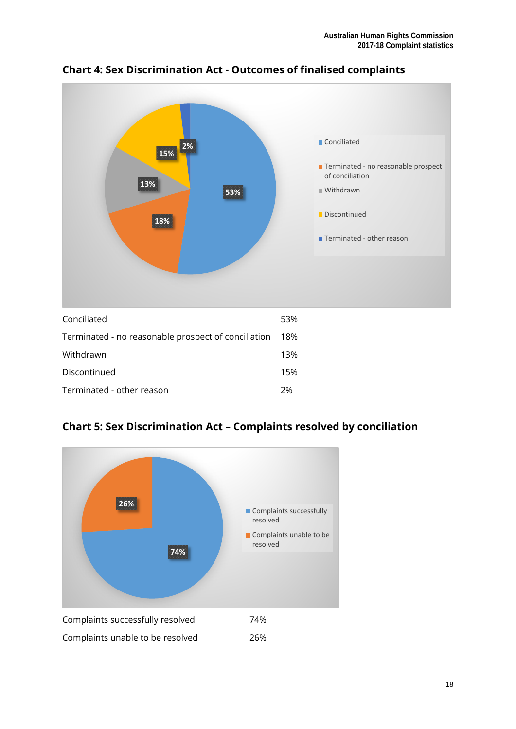## Chart 4: Sex Discrimination Act - Outcomes of finalised complaints

| | |
|---|---|
| Conciliated | 53% |
| Terminated - no reasonable prospect of conciliation | 18% |
| Withdrawn | 13% |
| Discontinued | 15% |
| Terminated - other reason | 2% |

## Chart 5: Sex Discrimination Act – Complaints resolved by conciliation

| | |
|---|---|
| Complaints successfully resolved | 74% |
| Complaints unable to be resolved | 26% |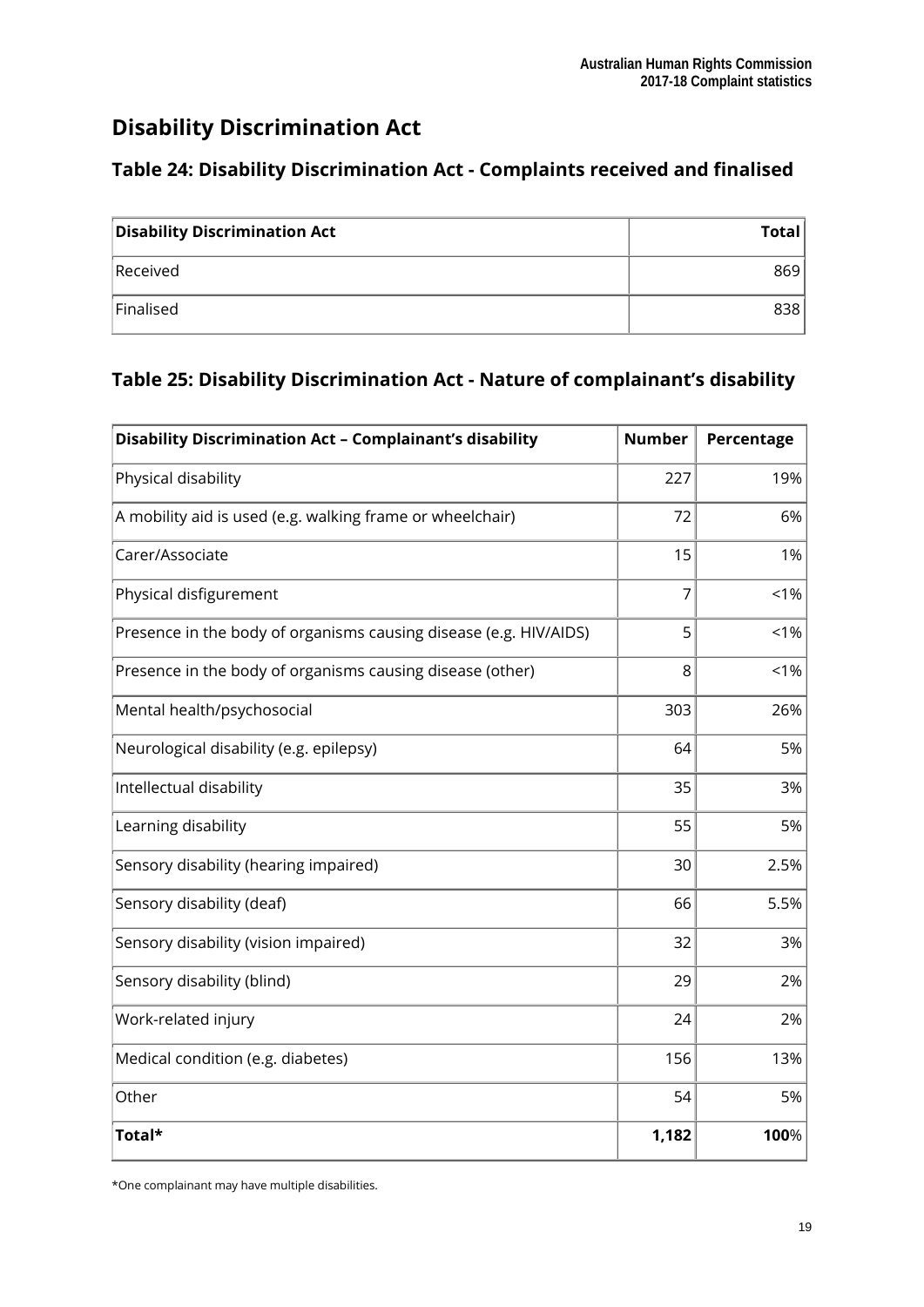# Disability Discrimination Act

## Table 24: Disability Discrimination Act - Complaints received and finalised

| Disability Discrimination Act | Total |
|---|---|
| Received | 869 |
| Finalised | 838 |

## Table 25: Disability Discrimination Act - Nature of complainant's disability

| Disability Discrimination Act – Complainant's disability | Number | Percentage |
|---|---|---|
| Physical disability | 227 | 19% |
| A mobility aid is used (e.g. walking frame or wheelchair) | 72 | 6% |
| Carer/Associate | 15 | 1% |
| Physical disfigurement | 7 | <1% |
| Presence in the body of organisms causing disease (e.g. HIV/AIDS) | 5 | <1% |
| Presence in the body of organisms causing disease (other) | 8 | <1% |
| Mental health/psychosocial | 303 | 26% |
| Neurological disability (e.g. epilepsy) | 64 | 5% |
| Intellectual disability | 35 | 3% |
| Learning disability | 55 | 5% |
| Sensory disability (hearing impaired) | 30 | 2.5% |
| Sensory disability (deaf) | 66 | 5.5% |
| Sensory disability (vision impaired) | 32 | 3% |
| Sensory disability (blind) | 29 | 2% |
| Work-related injury | 24 | 2% |
| Medical condition (e.g. diabetes) | 156 | 13% |
| Other | 54 | 5% |
| **Total*** | **1,182** | **100**% |

*One complainant may have multiple disabilities.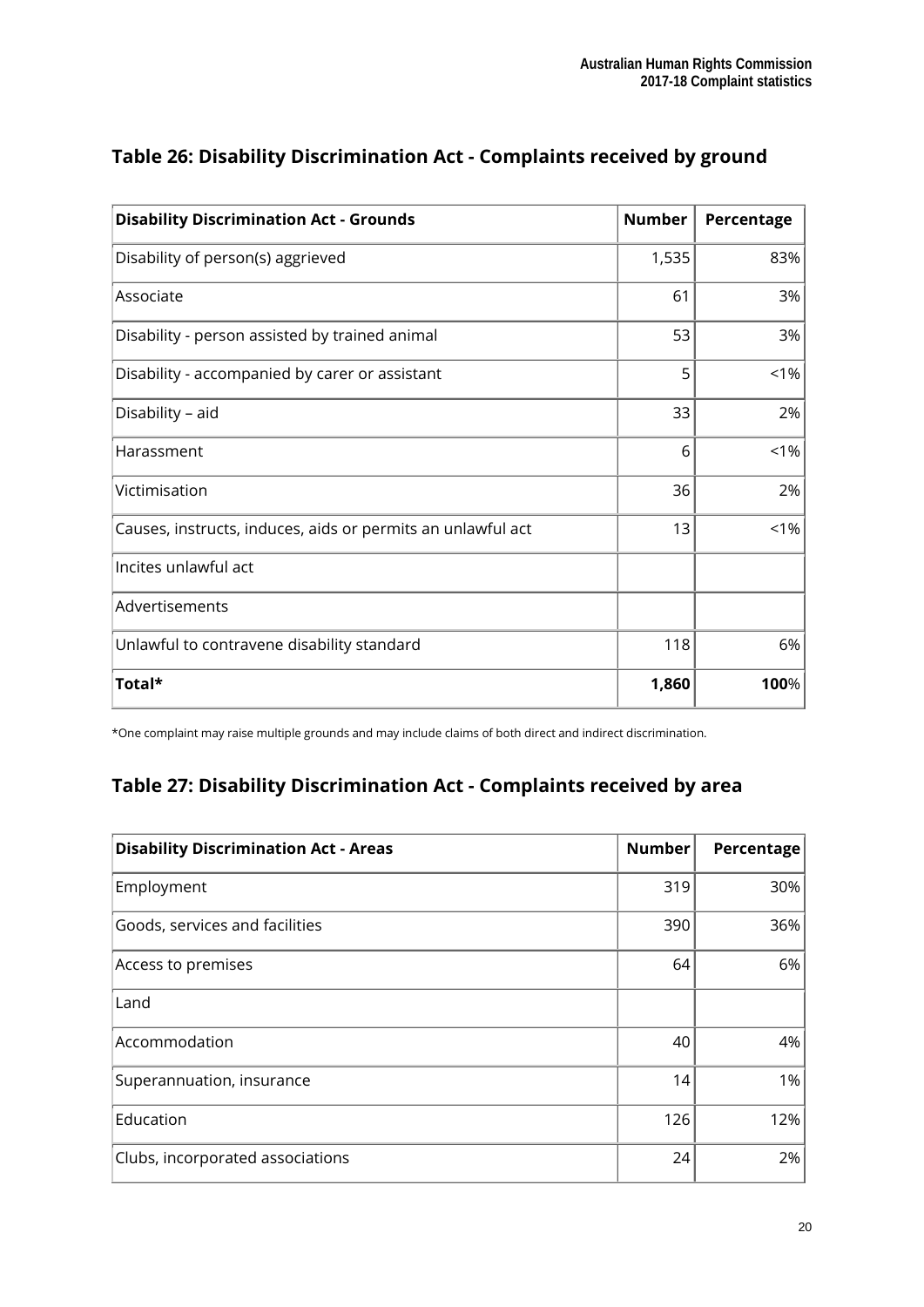## Table 26: Disability Discrimination Act - Complaints received by ground

| Disability Discrimination Act - Grounds | Number | Percentage |
|---|---|---|
| Disability of person(s) aggrieved | 1,535 | 83% |
| Associate | 61 | 3% |
| Disability - person assisted by trained animal | 53 | 3% |
| Disability - accompanied by carer or assistant | 5 | <1% |
| Disability – aid | 33 | 2% |
| Harassment | 6 | <1% |
| Victimisation | 36 | 2% |
| Causes, instructs, induces, aids or permits an unlawful act | 13 | <1% |
| Incites unlawful act | | |
| Advertisements | | |
| Unlawful to contravene disability standard | 118 | 6% |
| **Total*** | **1,860** | **100**% |

*One complaint may raise multiple grounds and may include claims of both direct and indirect discrimination.

## Table 27: Disability Discrimination Act - Complaints received by area

| Disability Discrimination Act - Areas | Number | Percentage |
|---|---|---|
| Employment | 319 | 30% |
| Goods, services and facilities | 390 | 36% |
| Access to premises | 64 | 6% |
| Land | | |
| Accommodation | 40 | 4% |
| Superannuation, insurance | 14 | 1% |
| Education | 126 | 12% |
| Clubs, incorporated associations | 24 | 2% |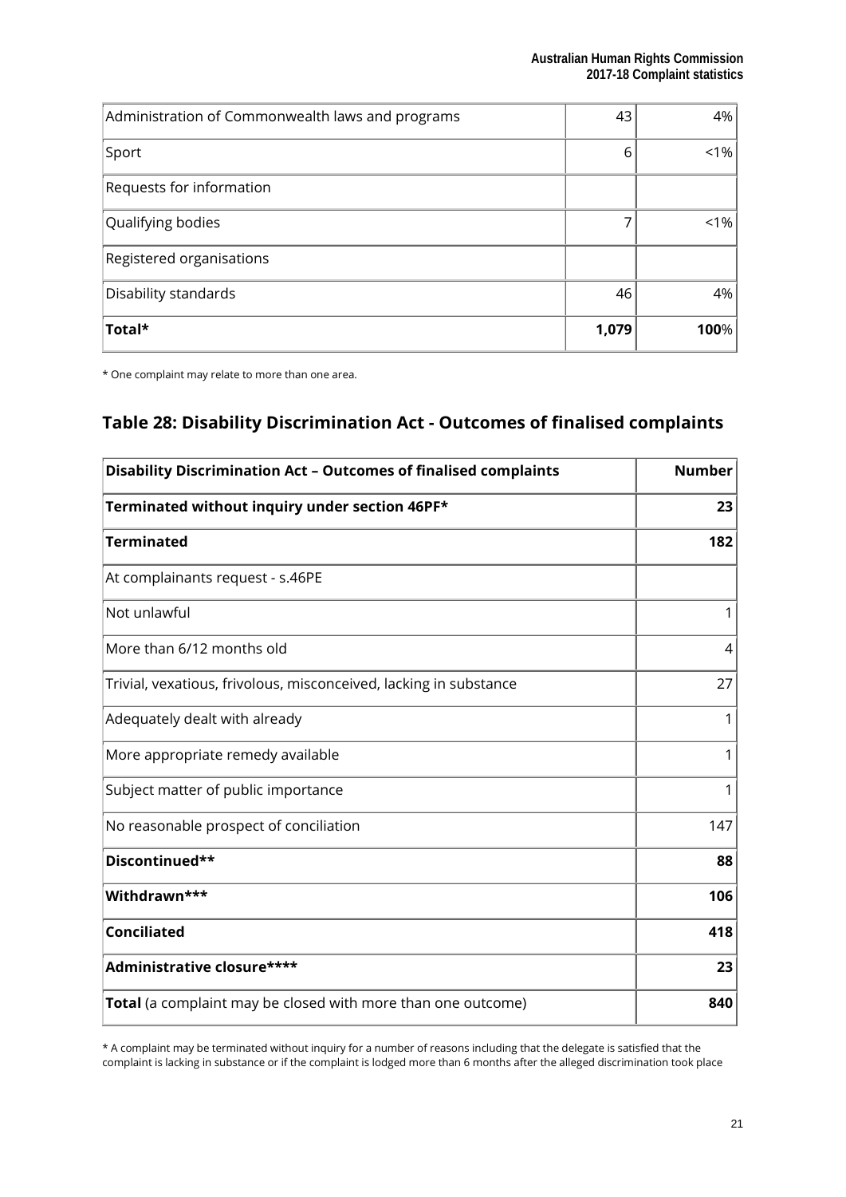| | | |
|---|---|---|
| Administration of Commonwealth laws and programs | 43 | 4% |
| Sport | 6 | <1% |
| Requests for information | | |
| Qualifying bodies | 7 | <1% |
| Registered organisations | | |
| Disability standards | 46 | 4% |
| **Total*** | **1,079** | **100**% |

* One complaint may relate to more than one area.

## Table 28: Disability Discrimination Act - Outcomes of finalised complaints

| **Disability Discrimination Act – Outcomes of finalised complaints** | **Number** |
|---|---|
| **Terminated without inquiry under section 46PF*** | **23** |
| **Terminated** | **182** |
| At complainants request - s.46PE | |
| Not unlawful | 1 |
| More than 6/12 months old | 4 |
| Trivial, vexatious, frivolous, misconceived, lacking in substance | 27 |
| Adequately dealt with already | 1 |
| More appropriate remedy available | 1 |
| Subject matter of public importance | 1 |
| No reasonable prospect of conciliation | 147 |
| **Discontinued**** | **88** |
| **Withdrawn***** | **106** |
| **Conciliated** | **418** |
| **Administrative closure****** | **23** |
| **Total** (a complaint may be closed with more than one outcome) | **840** |

* A complaint may be terminated without inquiry for a number of reasons including that the delegate is satisfied that the complaint is lacking in substance or if the complaint is lodged more than 6 months after the alleged discrimination took place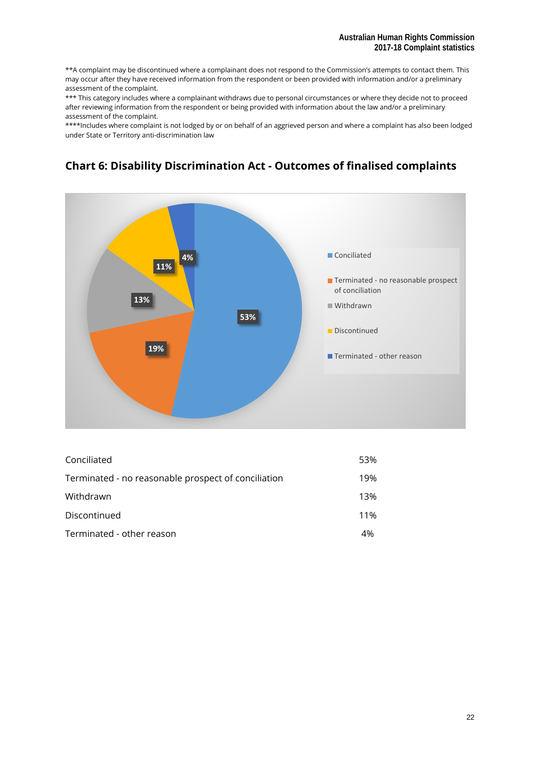**A complaint may be discontinued where a complainant does not respond to the Commission's attempts to contact them. This may occur after they have received information from the respondent or been provided with information and/or a preliminary assessment of the complaint.

*** This category includes where a complainant withdraws due to personal circumstances or where they decide not to proceed after reviewing information from the respondent or being provided with information about the law and/or a preliminary assessment of the complaint.

****Includes where complaint is not lodged by or on behalf of an aggrieved person and where a complaint has also been lodged under State or Territory anti-discrimination law

## Chart 6: Disability Discrimination Act - Outcomes of finalised complaints

| | |
|---|---|
| Conciliated | 53% |
| Terminated - no reasonable prospect of conciliation | 19% |
| Withdrawn | 13% |
| Discontinued | 11% |
| Terminated - other reason | 4% |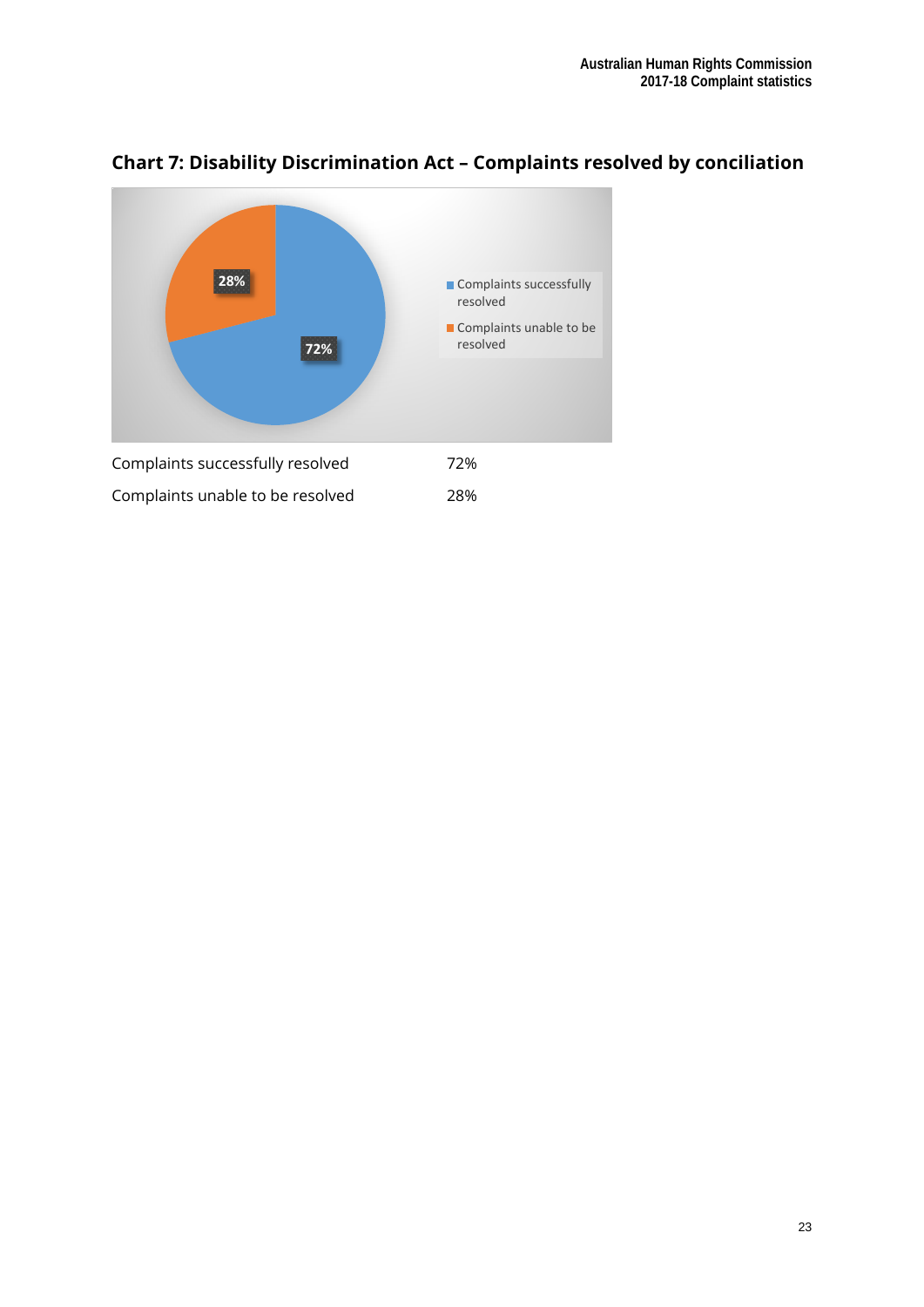## Chart 7: Disability Discrimination Act – Complaints resolved by conciliation

| | |
|---|---|
| Complaints successfully resolved | 72% |
| Complaints unable to be resolved | 28% |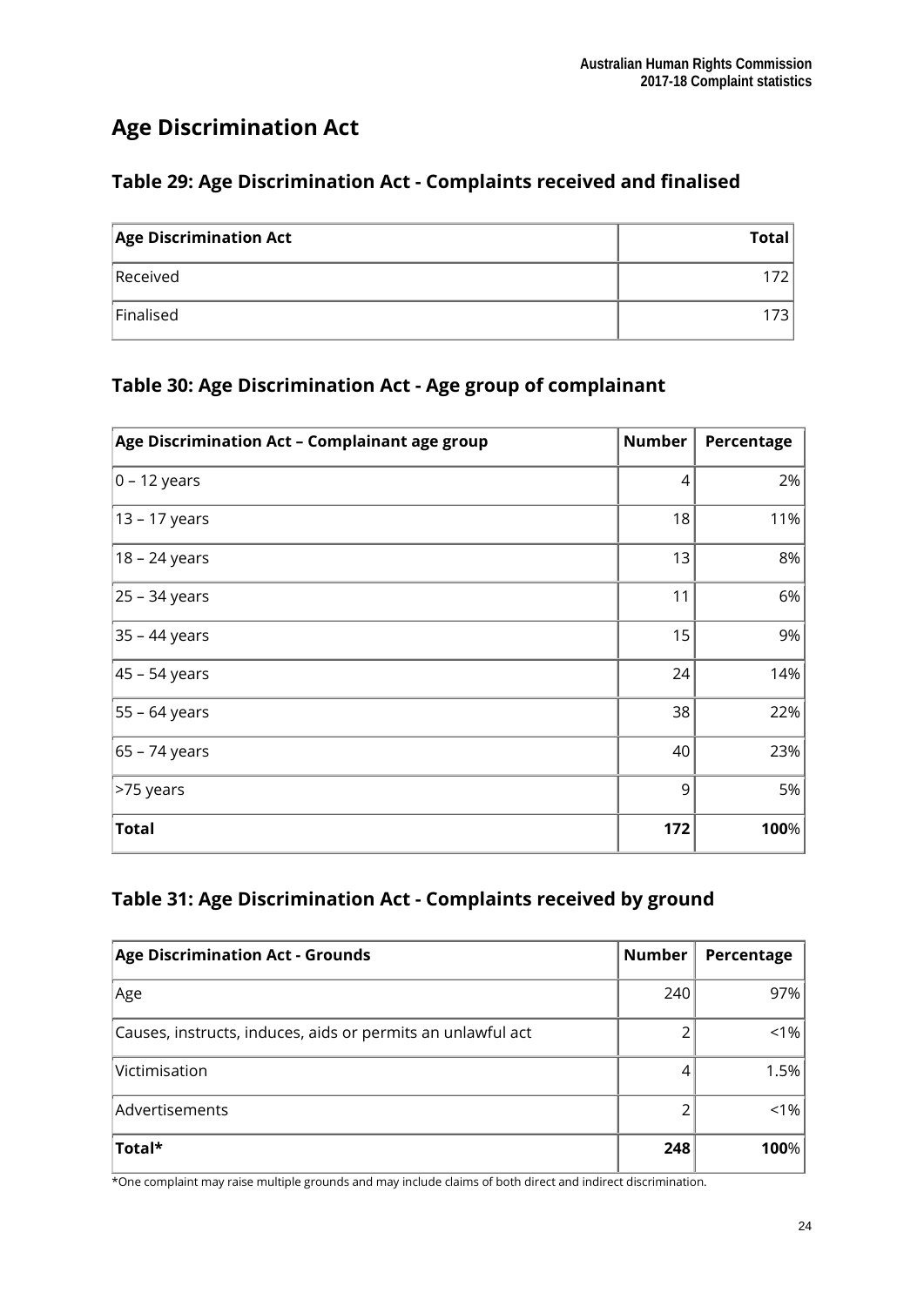# Age Discrimination Act

## Table 29: Age Discrimination Act - Complaints received and finalised

| Age Discrimination Act | Total |
|---|---|
| Received | 172 |
| Finalised | 173 |

## Table 30: Age Discrimination Act - Age group of complainant

| Age Discrimination Act – Complainant age group | Number | Percentage |
|---|---|---|
| 0 – 12 years | 4 | 2% |
| 13 – 17 years | 18 | 11% |
| 18 – 24 years | 13 | 8% |
| 25 – 34 years | 11 | 6% |
| 35 – 44 years | 15 | 9% |
| 45 – 54 years | 24 | 14% |
| 55 – 64 years | 38 | 22% |
| 65 – 74 years | 40 | 23% |
| >75 years | 9 | 5% |
| **Total** | **172** | **100**% |

## Table 31: Age Discrimination Act - Complaints received by ground

| Age Discrimination Act - Grounds | Number | Percentage |
|---|---|---|
| Age | 240 | 97% |
| Causes, instructs, induces, aids or permits an unlawful act | 2 | <1% |
| Victimisation | 4 | 1.5% |
| Advertisements | 2 | <1% |
| **Total*** | **248** | **100**% |

*One complaint may raise multiple grounds and may include claims of both direct and indirect discrimination.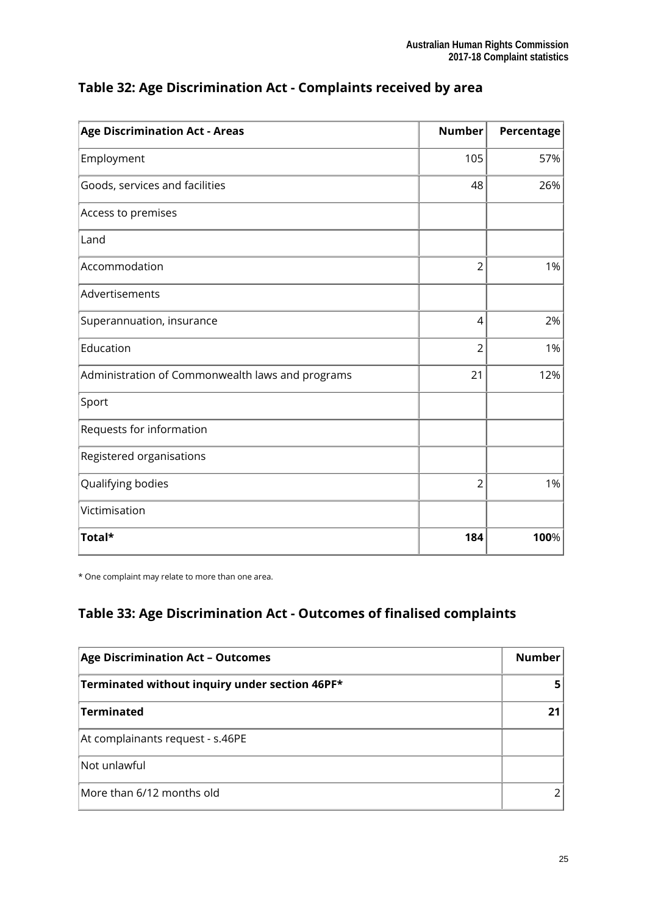## Table 32: Age Discrimination Act - Complaints received by area

| Age Discrimination Act - Areas | Number | Percentage |
|---|---|---|
| Employment | 105 | 57% |
| Goods, services and facilities | 48 | 26% |
| Access to premises | | |
| Land | | |
| Accommodation | 2 | 1% |
| Advertisements | | |
| Superannuation, insurance | 4 | 2% |
| Education | 2 | 1% |
| Administration of Commonwealth laws and programs | 21 | 12% |
| Sport | | |
| Requests for information | | |
| Registered organisations | | |
| Qualifying bodies | 2 | 1% |
| Victimisation | | |
| **Total*** | **184** | **100**% |

* One complaint may relate to more than one area.

## Table 33: Age Discrimination Act - Outcomes of finalised complaints

| Age Discrimination Act – Outcomes | Number |
|---|---|
| **Terminated without inquiry under section 46PF*** | **5** |
| **Terminated** | **21** |
| At complainants request - s.46PE | |
| Not unlawful | |
| More than 6/12 months old | 2 |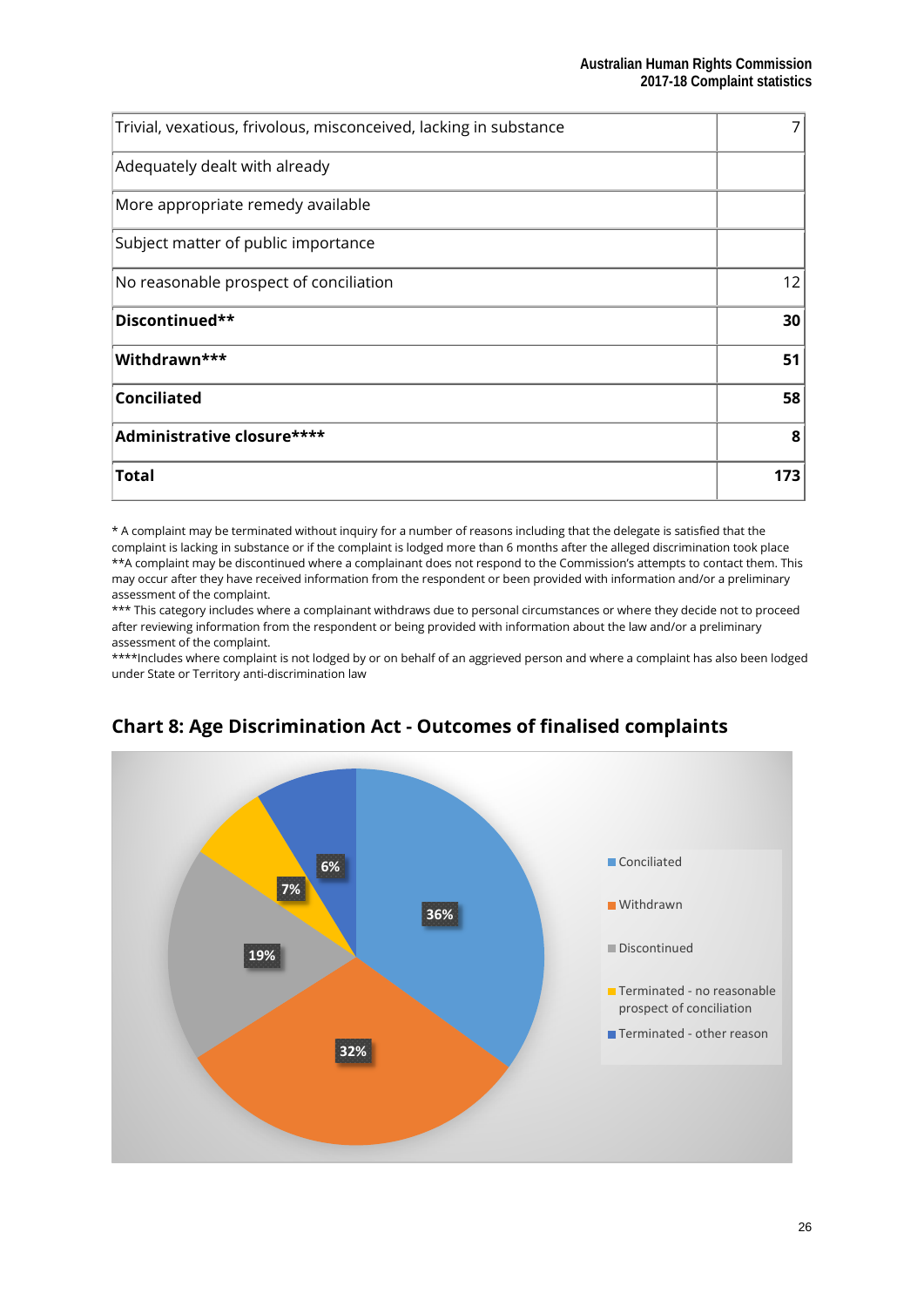| | |
|---|---|
| Trivial, vexatious, frivolous, misconceived, lacking in substance | 7 |
| Adequately dealt with already | |
| More appropriate remedy available | |
| Subject matter of public importance | |
| No reasonable prospect of conciliation | 12 |
| **Discontinued**** | **30** |
| **Withdrawn***** | **51** |
| **Conciliated** | **58** |
| **Administrative closure****** | **8** |
| **Total** | **173** |

* A complaint may be terminated without inquiry for a number of reasons including that the delegate is satisfied that the complaint is lacking in substance or if the complaint is lodged more than 6 months after the alleged discrimination took place
**A complaint may be discontinued where a complainant does not respond to the Commission's attempts to contact them. This may occur after they have received information from the respondent or been provided with information and/or a preliminary assessment of the complaint.
*** This category includes where a complainant withdraws due to personal circumstances or where they decide not to proceed after reviewing information from the respondent or being provided with information about the law and/or a preliminary assessment of the complaint.
****Includes where complaint is not lodged by or on behalf of an aggrieved person and where a complaint has also been lodged under State or Territory anti-discrimination law

## Chart 8: Age Discrimination Act - Outcomes of finalised complaints

| Outcome | Percentage |
|---|---|
| Conciliated | 36% |
| Withdrawn | 32% |
| Discontinued | 19% |
| Terminated - no reasonable prospect of conciliation | 7% |
| Terminated - other reason | 6% |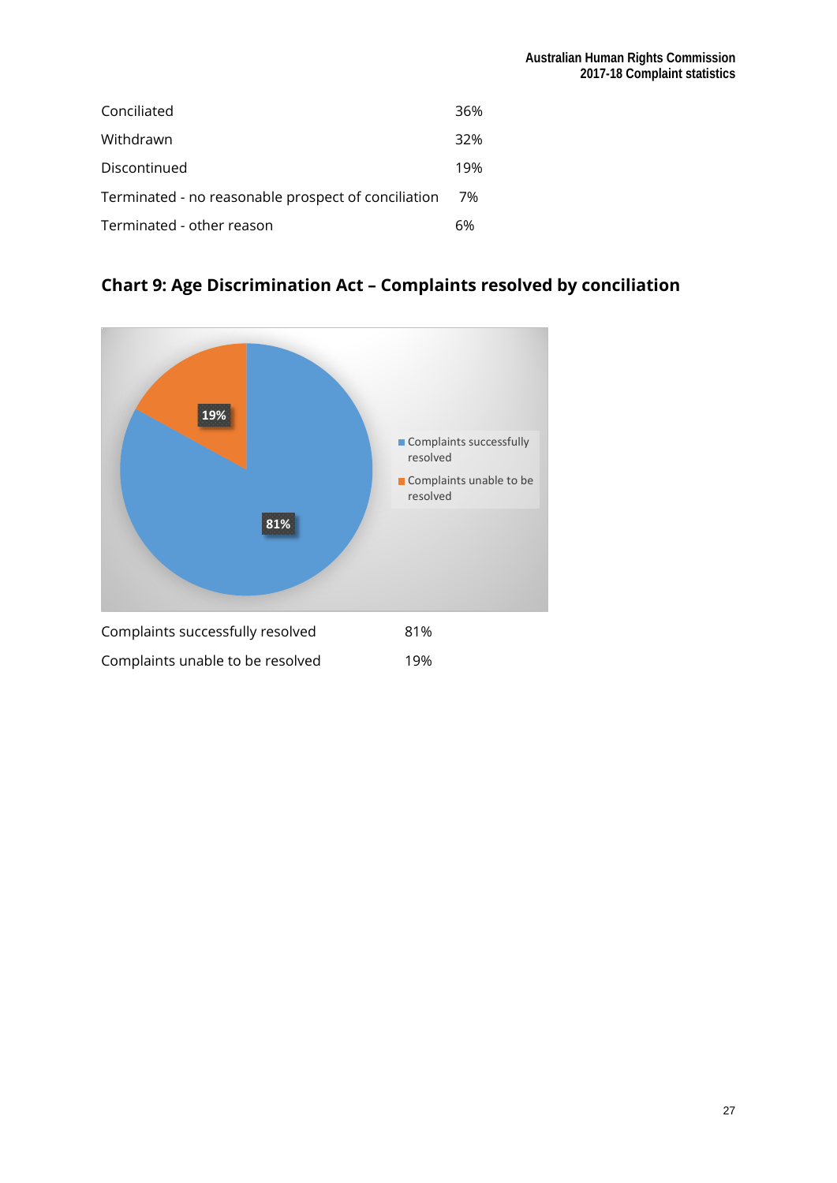| | |
|---|---|
| Conciliated | 36% |
| Withdrawn | 32% |
| Discontinued | 19% |
| Terminated - no reasonable prospect of conciliation | 7% |
| Terminated - other reason | 6% |

## Chart 9: Age Discrimination Act – Complaints resolved by conciliation

| | |
|---|---|
| Complaints successfully resolved | 81% |
| Complaints unable to be resolved | 19% |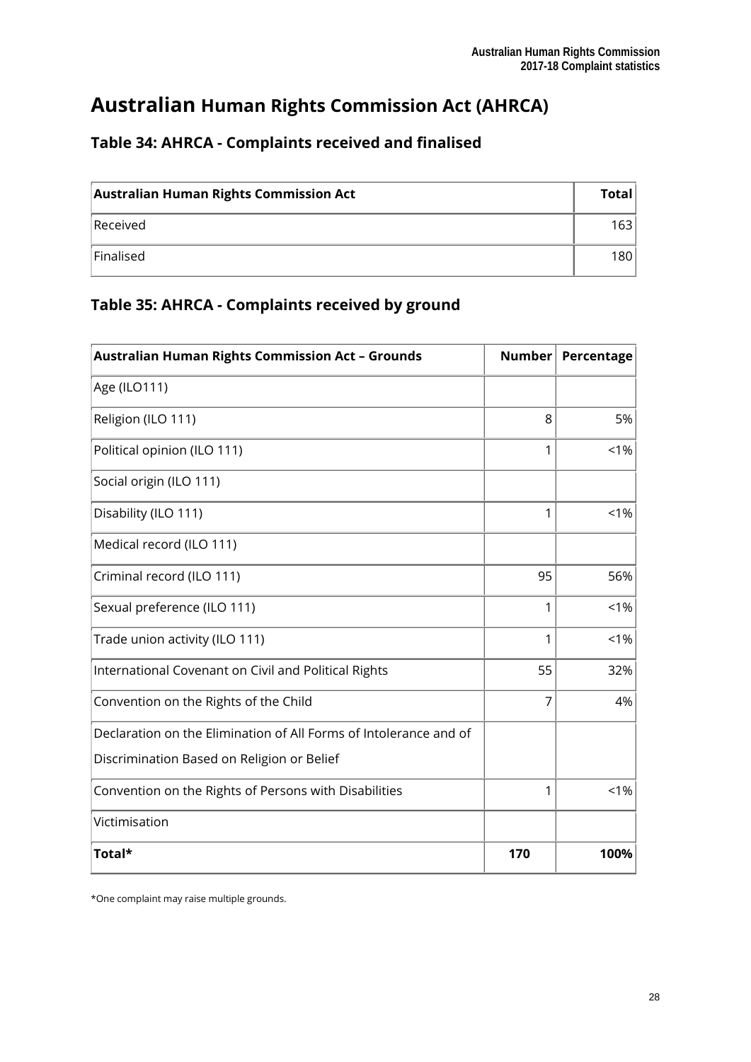# Australian Human Rights Commission Act (AHRCA)

## Table 34: AHRCA - Complaints received and finalised

| Australian Human Rights Commission Act | Total |
|---|---|
| Received | 163 |
| Finalised | 180 |

## Table 35: AHRCA - Complaints received by ground

| Australian Human Rights Commission Act – Grounds | Number | Percentage |
|---|---|---|
| Age (ILO111) | | |
| Religion (ILO 111) | 8 | 5% |
| Political opinion (ILO 111) | 1 | <1% |
| Social origin (ILO 111) | | |
| Disability (ILO 111) | 1 | <1% |
| Medical record (ILO 111) | | |
| Criminal record (ILO 111) | 95 | 56% |
| Sexual preference (ILO 111) | 1 | <1% |
| Trade union activity (ILO 111) | 1 | <1% |
| International Covenant on Civil and Political Rights | 55 | 32% |
| Convention on the Rights of the Child | 7 | 4% |
| Declaration on the Elimination of All Forms of Intolerance and of Discrimination Based on Religion or Belief | | |
| Convention on the Rights of Persons with Disabilities | 1 | <1% |
| Victimisation | | |
| **Total*** | **170** | **100%** |

*One complaint may raise multiple grounds.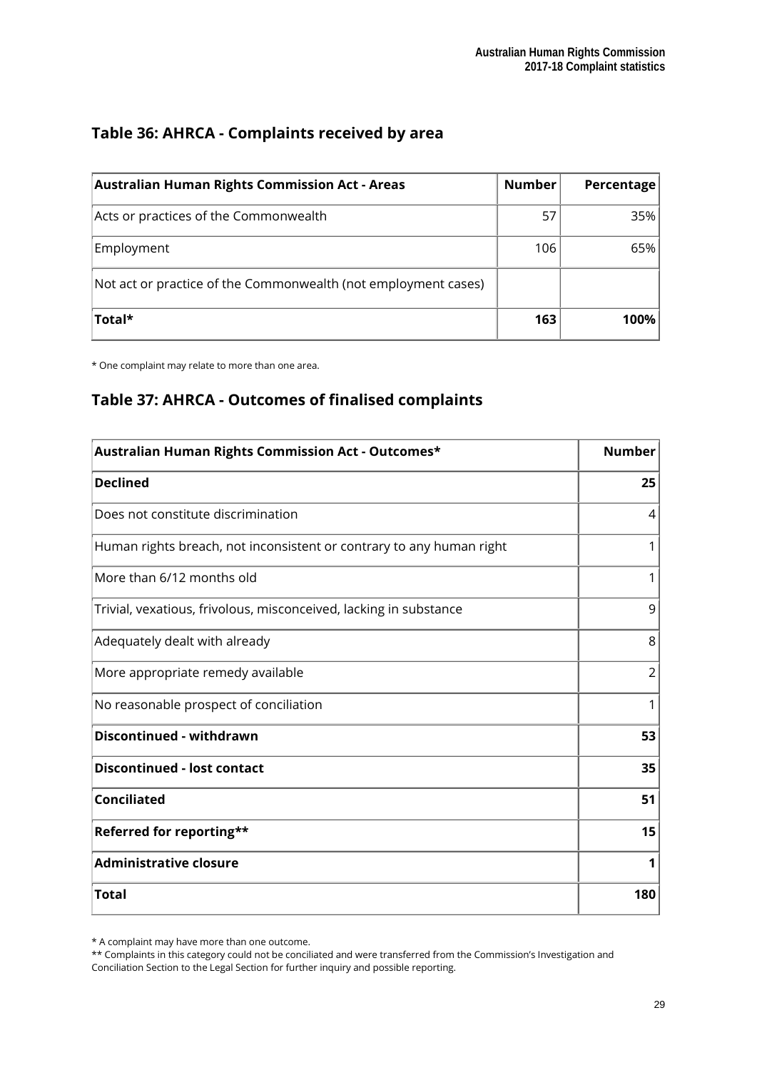## Table 36: AHRCA - Complaints received by area

| Australian Human Rights Commission Act - Areas | Number | Percentage |
| --- | --- | --- |
| Acts or practices of the Commonwealth | 57 | 35% |
| Employment | 106 | 65% |
| Not act or practice of the Commonwealth (not employment cases) | | |
| **Total*** | **163** | **100%** |

* One complaint may relate to more than one area.

## Table 37: AHRCA - Outcomes of finalised complaints

| Australian Human Rights Commission Act - Outcomes* | Number |
| --- | --- |
| **Declined** | **25** |
| Does not constitute discrimination | 4 |
| Human rights breach, not inconsistent or contrary to any human right | 1 |
| More than 6/12 months old | 1 |
| Trivial, vexatious, frivolous, misconceived, lacking in substance | 9 |
| Adequately dealt with already | 8 |
| More appropriate remedy available | 2 |
| No reasonable prospect of conciliation | 1 |
| **Discontinued - withdrawn** | **53** |
| **Discontinued - lost contact** | **35** |
| **Conciliated** | **51** |
| **Referred for reporting**** | **15** |
| **Administrative closure** | **1** |
| **Total** | **180** |

* A complaint may have more than one outcome.
** Complaints in this category could not be conciliated and were transferred from the Commission's Investigation and Conciliation Section to the Legal Section for further inquiry and possible reporting.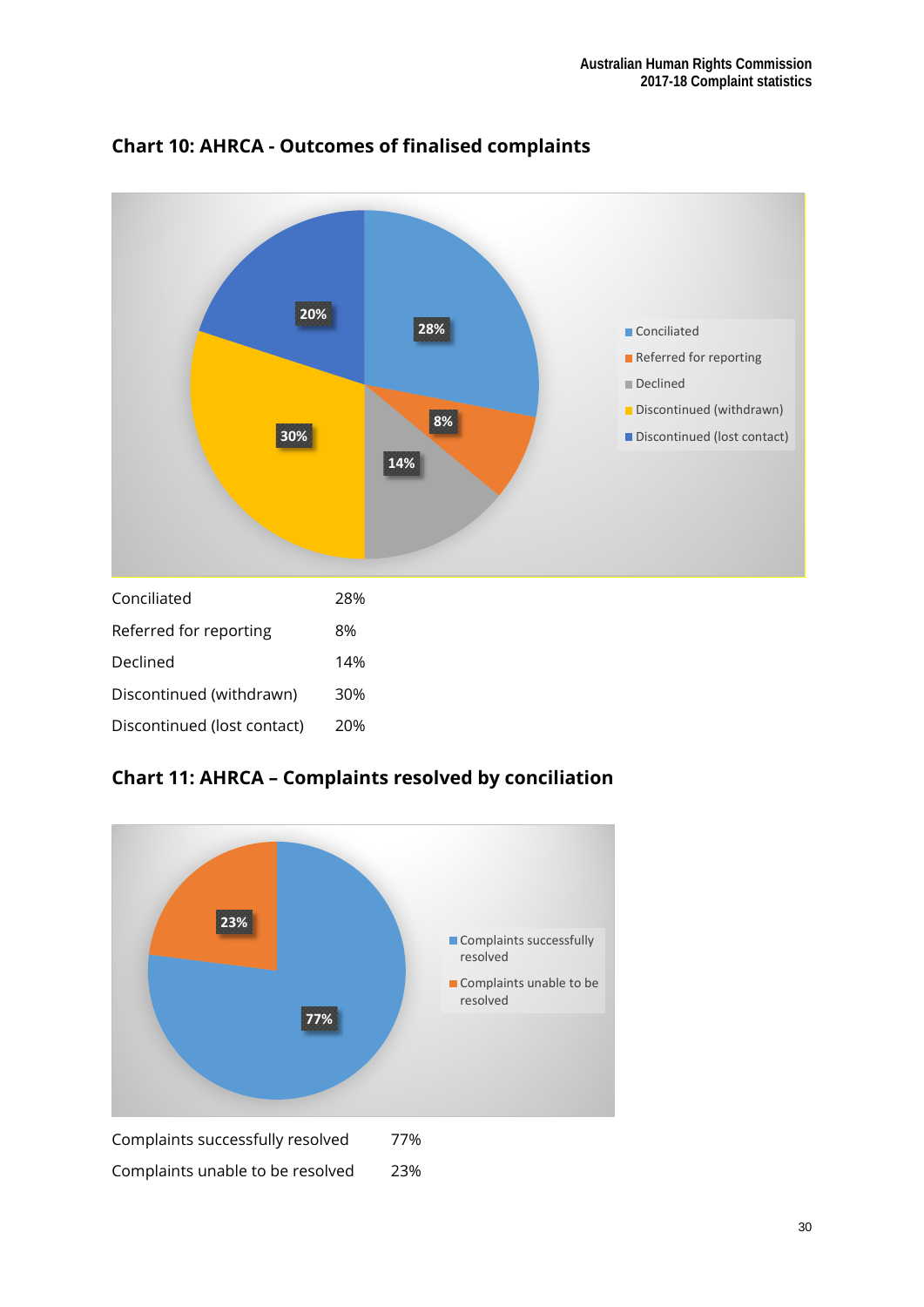## Chart 10: AHRCA - Outcomes of finalised complaints

20%
28%
8%
30%
14%

Conciliated
Referred for reporting
Declined
Discontinued (withdrawn)
Discontinued (lost contact)

| | |
|---|---|
| Conciliated | 28% |
| Referred for reporting | 8% |
| Declined | 14% |
| Discontinued (withdrawn) | 30% |
| Discontinued (lost contact) | 20% |

## Chart 11: AHRCA – Complaints resolved by conciliation

23%
77%

Complaints successfully resolved
Complaints unable to be resolved

| | |
|---|---|
| Complaints successfully resolved | 77% |
| Complaints unable to be resolved | 23% |